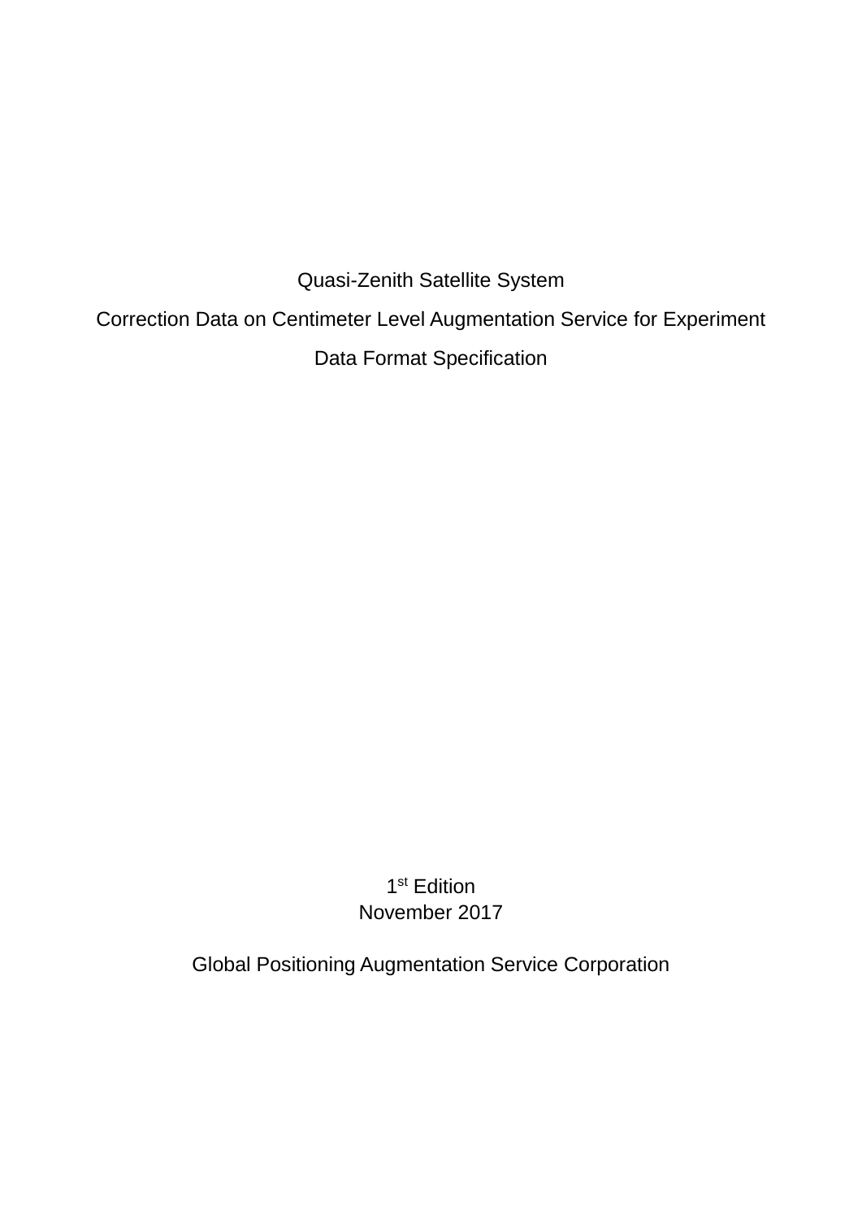# Quasi-Zenith Satellite System

# Correction Data on Centimeter Level Augmentation Service for Experiment

# Data Format Specification

1st Edition

November 2017

Global Positioning Augmentation Service Corporation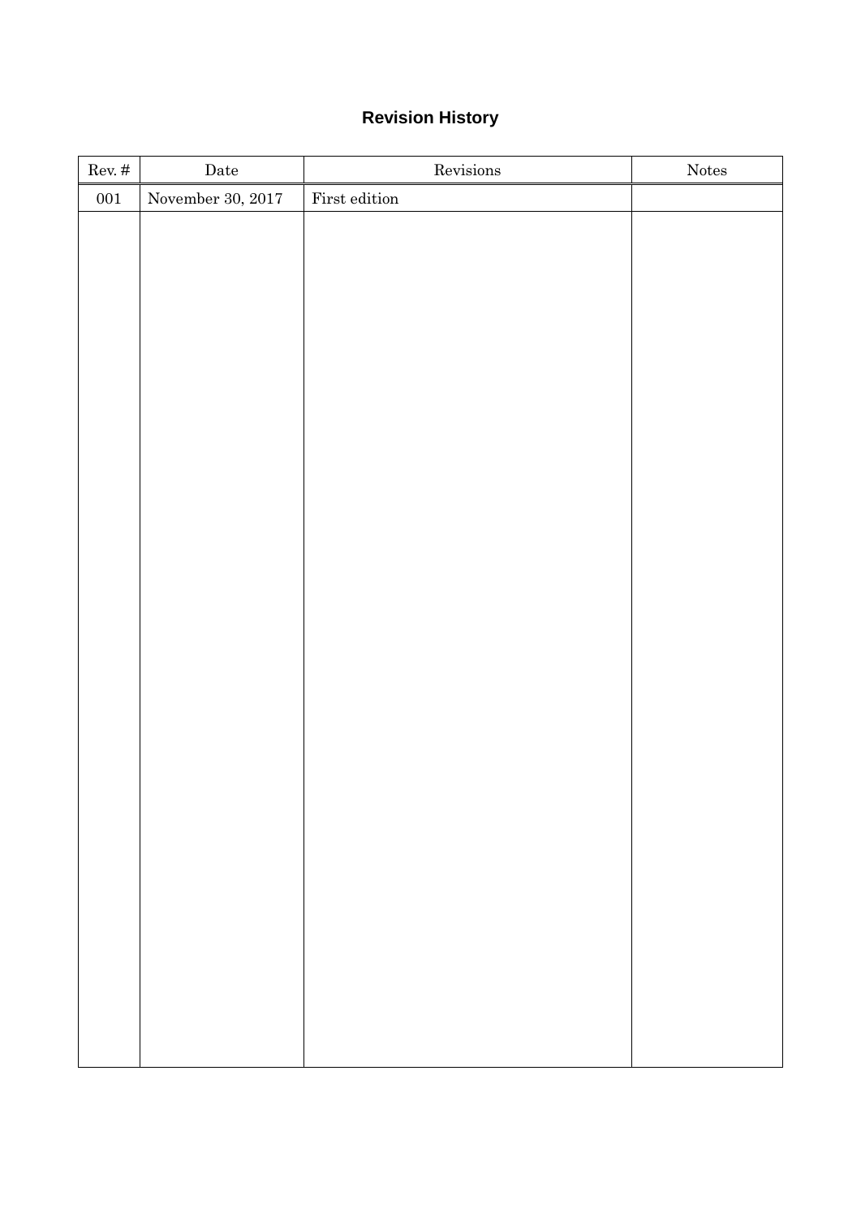# Revision History

| Rev. # | Date | Revisions | Notes |
|---|---|---|---|
| 001 | November 30, 2017 | First edition | |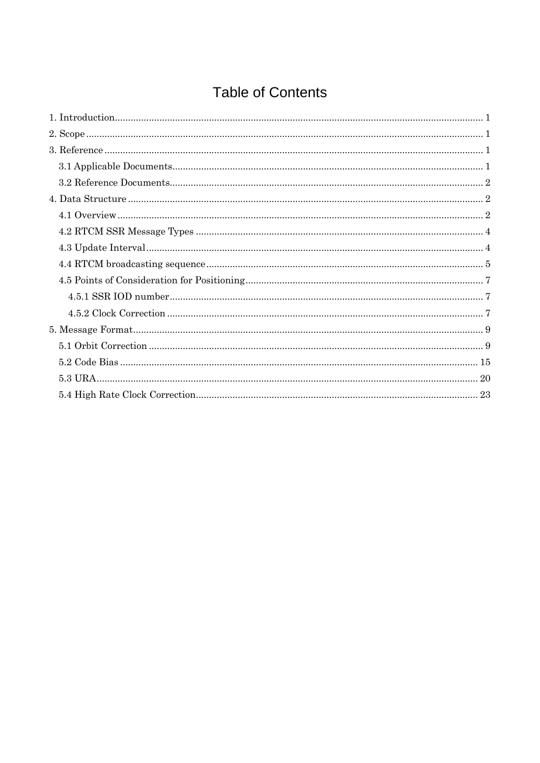# Table of Contents

1. Introduction ........................................................................................................................ 1
2. Scope ................................................................................................................................... 1
3. Reference ............................................................................................................................ 1
   - 3.1 Applicable Documents .................................................................................................. 1
   - 3.2 Reference Documents ................................................................................................... 2
4. Data Structure ..................................................................................................................... 2
   - 4.1 Overview ........................................................................................................................ 2
   - 4.2 RTCM SSR Message Types ......................................................................................... 4
   - 4.3 Update Interval ............................................................................................................. 4
   - 4.4 RTCM broadcasting sequence ...................................................................................... 5
   - 4.5 Points of Consideration for Positioning ........................................................................ 7
     - 4.5.1 SSR IOD number .................................................................................................... 7
     - 4.5.2 Clock Correction ..................................................................................................... 7
5. Message Format .................................................................................................................. 9
   - 5.1 Orbit Correction ............................................................................................................ 9
   - 5.2 Code Bias .................................................................................................................... 15
   - 5.3 URA ............................................................................................................................. 20
   - 5.4 High Rate Clock Correction ........................................................................................ 23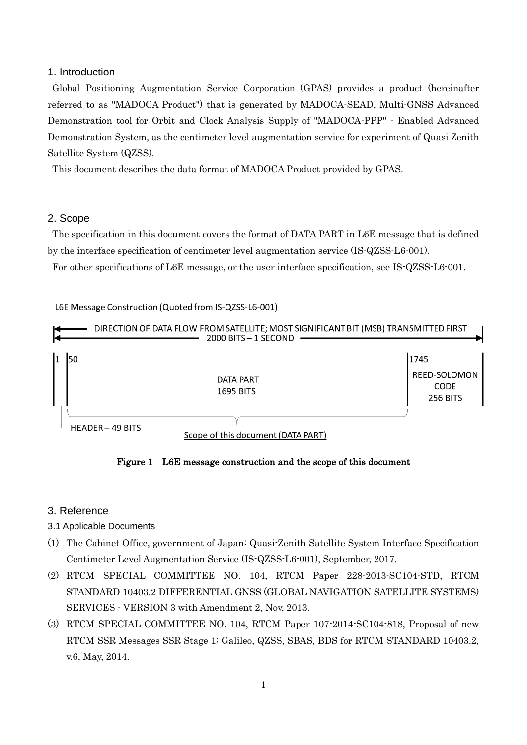## 1. Introduction

Global Positioning Augmentation Service Corporation (GPAS) provides a product (hereinafter referred to as "MADOCA Product") that is generated by MADOCA-SEAD, Multi-GNSS Advanced Demonstration tool for Orbit and Clock Analysis Supply of "MADOCA-PPP" - Enabled Advanced Demonstration System, as the centimeter level augmentation service for experiment of Quasi Zenith Satellite System (QZSS).

This document describes the data format of MADOCA Product provided by GPAS.

## 2. Scope

The specification in this document covers the format of DATA PART in L6E message that is defined by the interface specification of centimeter level augmentation service (IS-QZSS-L6-001).

For other specifications of L6E message, or the user interface specification, see IS-QZSS-L6-001.

L6E Message Construction (Quoted from IS-QZSS-L6-001)

DIRECTION OF DATA FLOW FROM SATELLITE; MOST SIGNIFICANT BIT (MSB) TRANSMITTED FIRST

2000 BITS – 1 SECOND

| 1 | 50 | 1745 |
|---|---|---|
| | DATA PART<br>1695 BITS | REED-SOLOMON CODE<br>256 BITS |

HEADER – 49 BITS

Scope of this document (DATA PART)

**Figure 1　L6E message construction and the scope of this document**

## 3. Reference

### 3.1 Applicable Documents

(1) The Cabinet Office, government of Japan: Quasi-Zenith Satellite System Interface Specification Centimeter Level Augmentation Service (IS-QZSS-L6-001), September, 2017.

(2) RTCM SPECIAL COMMITTEE NO. 104, RTCM Paper 228-2013-SC104-STD, RTCM STANDARD 10403.2 DIFFERENTIAL GNSS (GLOBAL NAVIGATION SATELLITE SYSTEMS) SERVICES - VERSION 3 with Amendment 2, Nov, 2013.

(3) RTCM SPECIAL COMMITTEE NO. 104, RTCM Paper 107-2014-SC104-818, Proposal of new RTCM SSR Messages SSR Stage 1: Galileo, QZSS, SBAS, BDS for RTCM STANDARD 10403.2, v.6, May, 2014.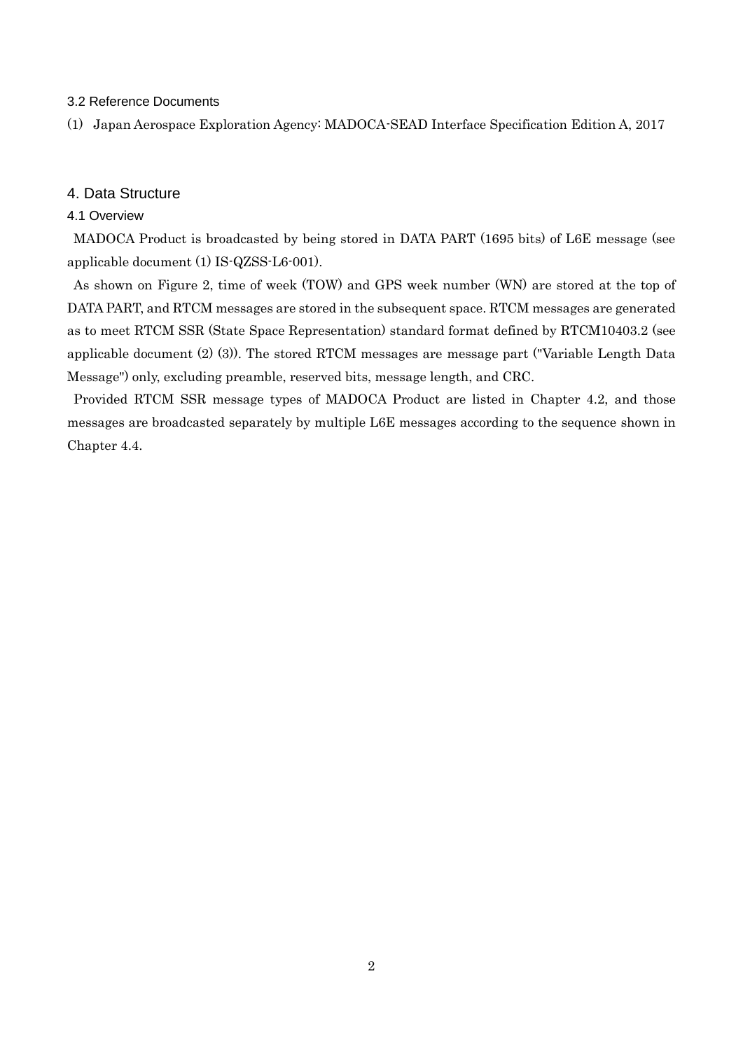### 3.2 Reference Documents

(1) Japan Aerospace Exploration Agency: MADOCA-SEAD Interface Specification Edition A, 2017

## 4. Data Structure

### 4.1 Overview

MADOCA Product is broadcasted by being stored in DATA PART (1695 bits) of L6E message (see applicable document (1) IS-QZSS-L6-001).

As shown on Figure 2, time of week (TOW) and GPS week number (WN) are stored at the top of DATA PART, and RTCM messages are stored in the subsequent space. RTCM messages are generated as to meet RTCM SSR (State Space Representation) standard format defined by RTCM10403.2 (see applicable document (2) (3)). The stored RTCM messages are message part ("Variable Length Data Message") only, excluding preamble, reserved bits, message length, and CRC.

Provided RTCM SSR message types of MADOCA Product are listed in Chapter 4.2, and those messages are broadcasted separately by multiple L6E messages according to the sequence shown in Chapter 4.4.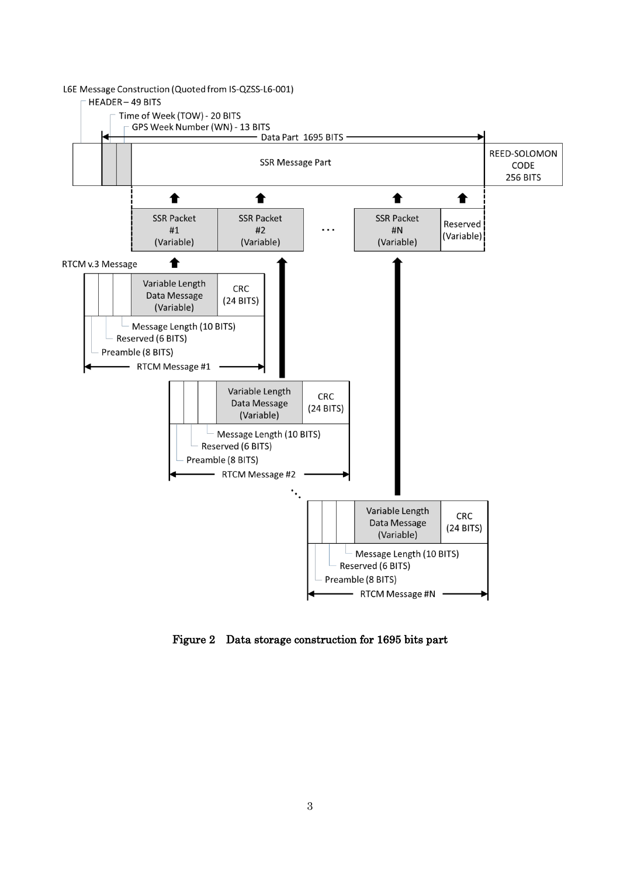L6E Message Construction (Quoted from IS-QZSS-L6-001)

- HEADER – 49 BITS
- Time of Week (TOW) - 20 BITS
- GPS Week Number (WN) - 13 BITS
- Data Part 1695 BITS
- SSR Message Part
- REED-SOLOMON CODE 256 BITS

SSR Packet #1 (Variable) | SSR Packet #2 (Variable) | ... | SSR Packet #N (Variable) | Reserved (Variable)

RTCM v.3 Message

RTCM Message #1: Preamble (8 BITS), Reserved (6 BITS), Message Length (10 BITS), Variable Length Data Message (Variable), CRC (24 BITS)

RTCM Message #2: Preamble (8 BITS), Reserved (6 BITS), Message Length (10 BITS), Variable Length Data Message (Variable), CRC (24 BITS)

RTCM Message #N: Preamble (8 BITS), Reserved (6 BITS), Message Length (10 BITS), Variable Length Data Message (Variable), CRC (24 BITS)

**Figure 2 Data storage construction for 1695 bits part**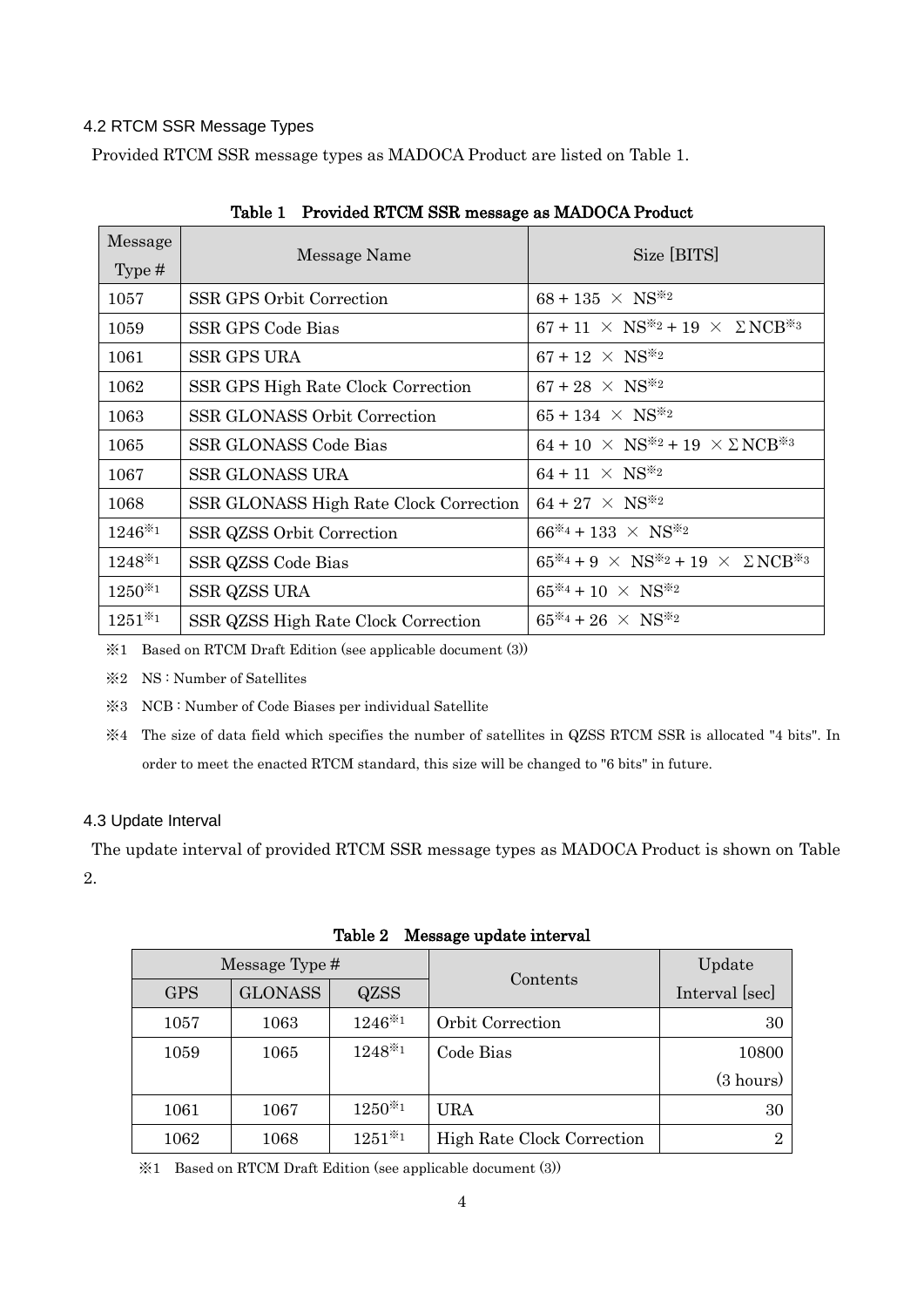### 4.2 RTCM SSR Message Types

Provided RTCM SSR message types as MADOCA Product are listed on Table 1.

**Table 1 Provided RTCM SSR message as MADOCA Product**

| Message Type # | Message Name | Size [BITS] |
|---|---|---|
| 1057 | SSR GPS Orbit Correction | 68 + 135 × NS※2 |
| 1059 | SSR GPS Code Bias | 67 + 11 × NS※2 + 19 × ΣNCB※3 |
| 1061 | SSR GPS URA | 67 + 12 × NS※2 |
| 1062 | SSR GPS High Rate Clock Correction | 67 + 28 × NS※2 |
| 1063 | SSR GLONASS Orbit Correction | 65 + 134 × NS※2 |
| 1065 | SSR GLONASS Code Bias | 64 + 10 × NS※2 + 19 × ΣNCB※3 |
| 1067 | SSR GLONASS URA | 64 + 11 × NS※2 |
| 1068 | SSR GLONASS High Rate Clock Correction | 64 + 27 × NS※2 |
| 1246※1 | SSR QZSS Orbit Correction | 66※4 + 133 × NS※2 |
| 1248※1 | SSR QZSS Code Bias | 65※4 + 9 × NS※2 + 19 × ΣNCB※3 |
| 1250※1 | SSR QZSS URA | 65※4 + 10 × NS※2 |
| 1251※1 | SSR QZSS High Rate Clock Correction | 65※4 + 26 × NS※2 |

※1 Based on RTCM Draft Edition (see applicable document (3))

※2 NS : Number of Satellites

※3 NCB : Number of Code Biases per individual Satellite

※4 The size of data field which specifies the number of satellites in QZSS RTCM SSR is allocated "4 bits". In order to meet the enacted RTCM standard, this size will be changed to "6 bits" in future.

### 4.3 Update Interval

The update interval of provided RTCM SSR message types as MADOCA Product is shown on Table 2.

**Table 2 Message update interval**

| Message Type # | | | Contents | Update Interval [sec] |
|---|---|---|---|---|
| GPS | GLONASS | QZSS | | |
| 1057 | 1063 | 1246※1 | Orbit Correction | 30 |
| 1059 | 1065 | 1248※1 | Code Bias | 10800 (3 hours) |
| 1061 | 1067 | 1250※1 | URA | 30 |
| 1062 | 1068 | 1251※1 | High Rate Clock Correction | 2 |

※1 Based on RTCM Draft Edition (see applicable document (3))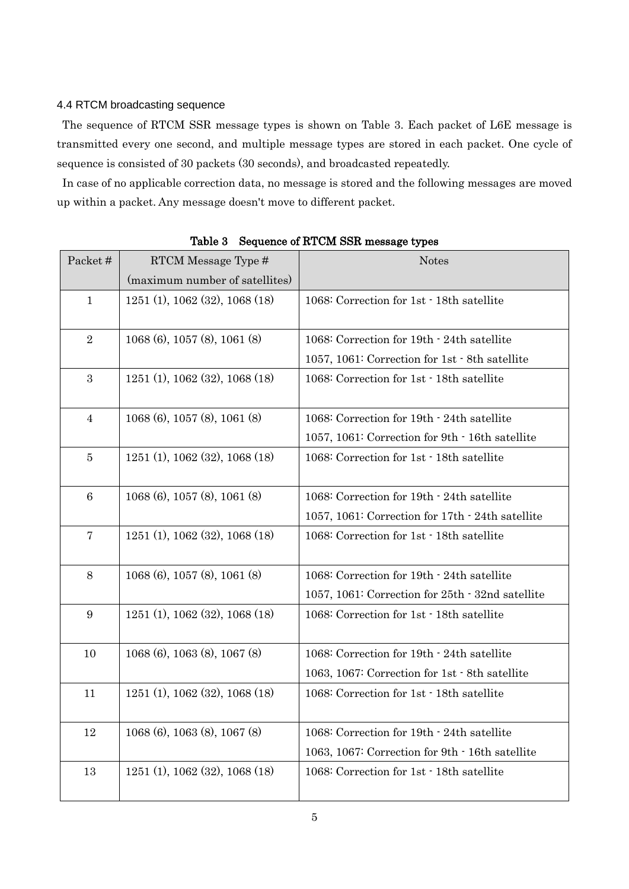### 4.4 RTCM broadcasting sequence

The sequence of RTCM SSR message types is shown on Table 3. Each packet of L6E message is transmitted every one second, and multiple message types are stored in each packet. One cycle of sequence is consisted of 30 packets (30 seconds), and broadcasted repeatedly.

In case of no applicable correction data, no message is stored and the following messages are moved up within a packet. Any message doesn't move to different packet.

**Table 3　Sequence of RTCM SSR message types**

| Packet # | RTCM Message Type # (maximum number of satellites) | Notes |
|---|---|---|
| 1 | 1251 (1), 1062 (32), 1068 (18) | 1068: Correction for 1st - 18th satellite |
| 2 | 1068 (6), 1057 (8), 1061 (8) | 1068: Correction for 19th - 24th satellite<br>1057, 1061: Correction for 1st - 8th satellite |
| 3 | 1251 (1), 1062 (32), 1068 (18) | 1068: Correction for 1st - 18th satellite |
| 4 | 1068 (6), 1057 (8), 1061 (8) | 1068: Correction for 19th - 24th satellite<br>1057, 1061: Correction for 9th - 16th satellite |
| 5 | 1251 (1), 1062 (32), 1068 (18) | 1068: Correction for 1st - 18th satellite |
| 6 | 1068 (6), 1057 (8), 1061 (8) | 1068: Correction for 19th - 24th satellite<br>1057, 1061: Correction for 17th - 24th satellite |
| 7 | 1251 (1), 1062 (32), 1068 (18) | 1068: Correction for 1st - 18th satellite |
| 8 | 1068 (6), 1057 (8), 1061 (8) | 1068: Correction for 19th - 24th satellite<br>1057, 1061: Correction for 25th - 32nd satellite |
| 9 | 1251 (1), 1062 (32), 1068 (18) | 1068: Correction for 1st - 18th satellite |
| 10 | 1068 (6), 1063 (8), 1067 (8) | 1068: Correction for 19th - 24th satellite<br>1063, 1067: Correction for 1st - 8th satellite |
| 11 | 1251 (1), 1062 (32), 1068 (18) | 1068: Correction for 1st - 18th satellite |
| 12 | 1068 (6), 1063 (8), 1067 (8) | 1068: Correction for 19th - 24th satellite<br>1063, 1067: Correction for 9th - 16th satellite |
| 13 | 1251 (1), 1062 (32), 1068 (18) | 1068: Correction for 1st - 18th satellite |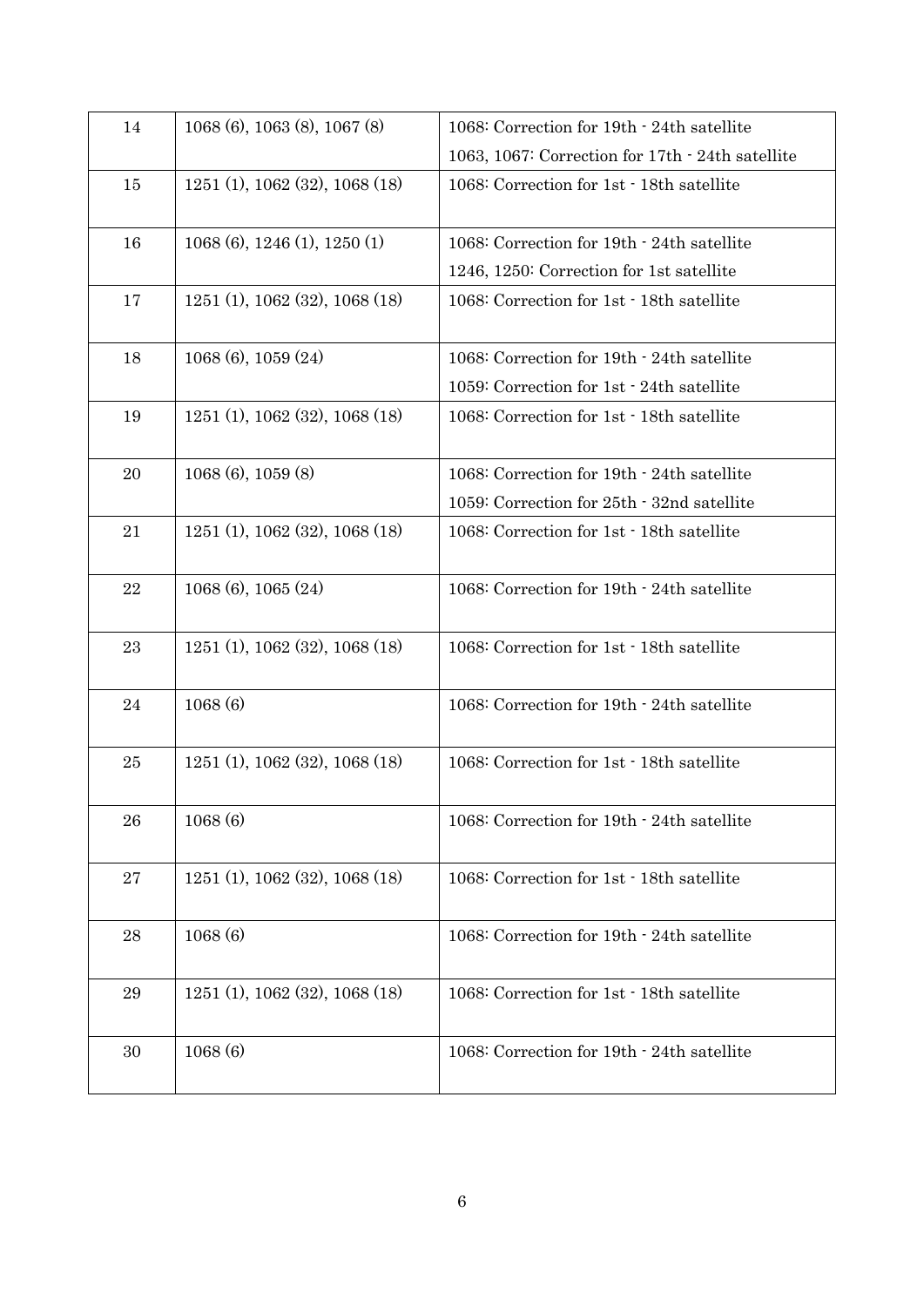| 14 | 1068 (6), 1063 (8), 1067 (8) | 1068: Correction for 19th - 24th satellite<br>1063, 1067: Correction for 17th - 24th satellite |
|---|---|---|
| 15 | 1251 (1), 1062 (32), 1068 (18) | 1068: Correction for 1st - 18th satellite |
| 16 | 1068 (6), 1246 (1), 1250 (1) | 1068: Correction for 19th - 24th satellite<br>1246, 1250: Correction for 1st satellite |
| 17 | 1251 (1), 1062 (32), 1068 (18) | 1068: Correction for 1st - 18th satellite |
| 18 | 1068 (6), 1059 (24) | 1068: Correction for 19th - 24th satellite<br>1059: Correction for 1st - 24th satellite |
| 19 | 1251 (1), 1062 (32), 1068 (18) | 1068: Correction for 1st - 18th satellite |
| 20 | 1068 (6), 1059 (8) | 1068: Correction for 19th - 24th satellite<br>1059: Correction for 25th - 32nd satellite |
| 21 | 1251 (1), 1062 (32), 1068 (18) | 1068: Correction for 1st - 18th satellite |
| 22 | 1068 (6), 1065 (24) | 1068: Correction for 19th - 24th satellite |
| 23 | 1251 (1), 1062 (32), 1068 (18) | 1068: Correction for 1st - 18th satellite |
| 24 | 1068 (6) | 1068: Correction for 19th - 24th satellite |
| 25 | 1251 (1), 1062 (32), 1068 (18) | 1068: Correction for 1st - 18th satellite |
| 26 | 1068 (6) | 1068: Correction for 19th - 24th satellite |
| 27 | 1251 (1), 1062 (32), 1068 (18) | 1068: Correction for 1st - 18th satellite |
| 28 | 1068 (6) | 1068: Correction for 19th - 24th satellite |
| 29 | 1251 (1), 1062 (32), 1068 (18) | 1068: Correction for 1st - 18th satellite |
| 30 | 1068 (6) | 1068: Correction for 19th - 24th satellite |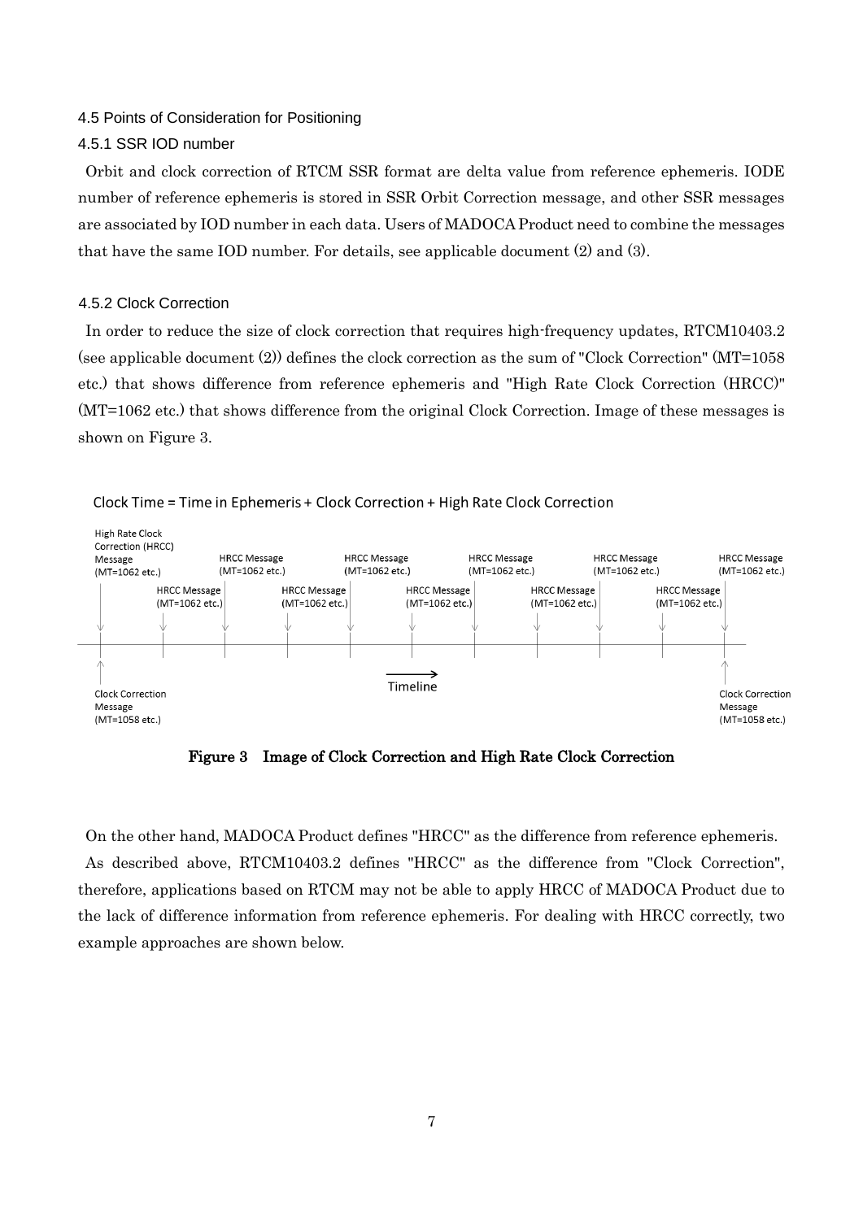## 4.5 Points of Consideration for Positioning

### 4.5.1 SSR IOD number

Orbit and clock correction of RTCM SSR format are delta value from reference ephemeris. IODE number of reference ephemeris is stored in SSR Orbit Correction message, and other SSR messages are associated by IOD number in each data. Users of MADOCA Product need to combine the messages that have the same IOD number. For details, see applicable document (2) and (3).

### 4.5.2 Clock Correction

In order to reduce the size of clock correction that requires high-frequency updates, RTCM10403.2 (see applicable document (2)) defines the clock correction as the sum of "Clock Correction" (MT=1058 etc.) that shows difference from reference ephemeris and "High Rate Clock Correction (HRCC)" (MT=1062 etc.) that shows difference from the original Clock Correction. Image of these messages is shown on Figure 3.

Clock Time = Time in Ephemeris + Clock Correction + High Rate Clock Correction

High Rate Clock Correction (HRCC) Message (MT=1062 etc.) — HRCC Message (MT=1062 etc.) — Timeline — Clock Correction Message (MT=1058 etc.)

**Figure 3 Image of Clock Correction and High Rate Clock Correction**

On the other hand, MADOCA Product defines "HRCC" as the difference from reference ephemeris.

As described above, RTCM10403.2 defines "HRCC" as the difference from "Clock Correction", therefore, applications based on RTCM may not be able to apply HRCC of MADOCA Product due to the lack of difference information from reference ephemeris. For dealing with HRCC correctly, two example approaches are shown below.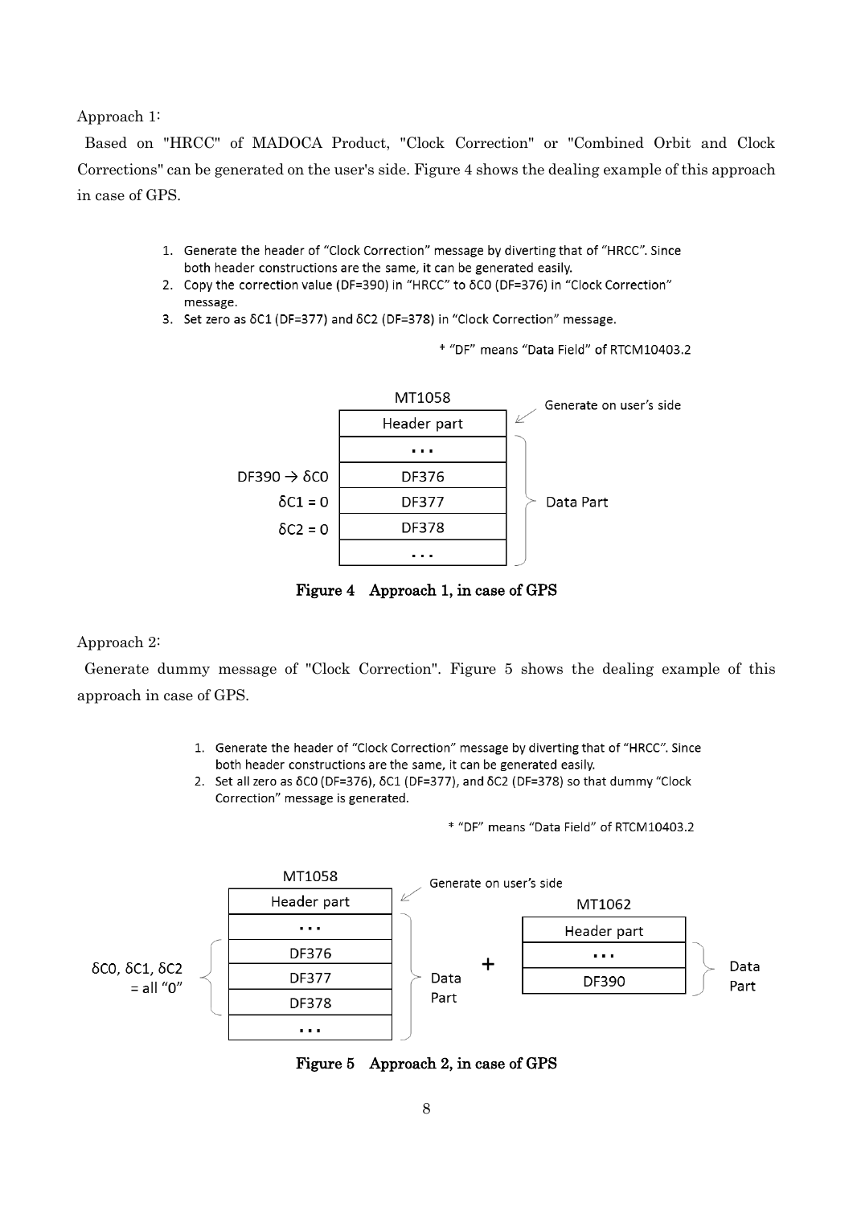Approach 1:

Based on "HRCC" of MADOCA Product, "Clock Correction" or "Combined Orbit and Clock Corrections" can be generated on the user's side. Figure 4 shows the dealing example of this approach in case of GPS.

1. Generate the header of "Clock Correction" message by diverting that of "HRCC". Since both header constructions are the same, it can be generated easily.
2. Copy the correction value (DF=390) in "HRCC" to $\delta C0$ (DF=376) in "Clock Correction" message.
3. Set zero as $\delta C1$ (DF=377) and $\delta C2$ (DF=378) in "Clock Correction" message.

\* "DF" means "Data Field" of RTCM10403.2

| | MT1058 | |
|---|---|---|
| | Header part | Generate on user's side |
| | ... | Data Part |
| DF390 → $\delta C0$ | DF376 | |
| $\delta C1 = 0$ | DF377 | |
| $\delta C2 = 0$ | DF378 | |
| | ... | |

**Figure 4 Approach 1, in case of GPS**

Approach 2:

Generate dummy message of "Clock Correction". Figure 5 shows the dealing example of this approach in case of GPS.

1. Generate the header of "Clock Correction" message by diverting that of "HRCC". Since both header constructions are the same, it can be generated easily.
2. Set all zero as $\delta C0$ (DF=376), $\delta C1$ (DF=377), and $\delta C2$ (DF=378) so that dummy "Clock Correction" message is generated.

\* "DF" means "Data Field" of RTCM10403.2

| | MT1058 | | | MT1062 | |
|---|---|---|---|---|---|
| | Header part | Generate on user's side | | Header part | |
| | ... | Data Part | + | ... | Data Part |
| $\delta C0$, $\delta C1$, $\delta C2$ = all "0" | DF376 | | | DF390 | |
| | DF377 | | | | |
| | DF378 | | | | |
| | ... | | | | |

**Figure 5 Approach 2, in case of GPS**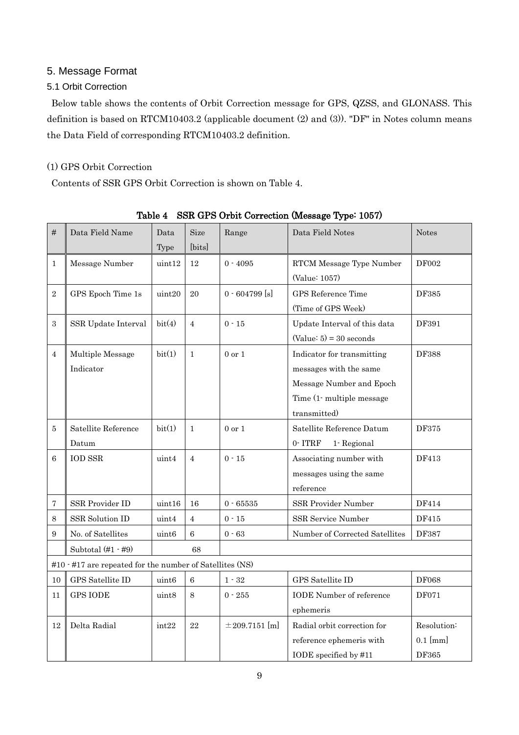## 5. Message Format

### 5.1 Orbit Correction

Below table shows the contents of Orbit Correction message for GPS, QZSS, and GLONASS. This definition is based on RTCM10403.2 (applicable document (2) and (3)). "DF" in Notes column means the Data Field of corresponding RTCM10403.2 definition.

(1) GPS Orbit Correction

Contents of SSR GPS Orbit Correction is shown on Table 4.

**Table 4 SSR GPS Orbit Correction (Message Type: 1057)**

| # | Data Field Name | Data Type | Size [bits] | Range | Data Field Notes | Notes |
|---|---|---|---|---|---|---|
| 1 | Message Number | uint12 | 12 | 0 - 4095 | RTCM Message Type Number (Value: 1057) | DF002 |
| 2 | GPS Epoch Time 1s | uint20 | 20 | 0 - 604799 [s] | GPS Reference Time (Time of GPS Week) | DF385 |
| 3 | SSR Update Interval | bit(4) | 4 | 0 - 15 | Update Interval of this data (Value: 5) = 30 seconds | DF391 |
| 4 | Multiple Message Indicator | bit(1) | 1 | 0 or 1 | Indicator for transmitting messages with the same Message Number and Epoch Time (1- multiple message transmitted) | DF388 |
| 5 | Satellite Reference Datum | bit(1) | 1 | 0 or 1 | Satellite Reference Datum 0- ITRF 1- Regional | DF375 |
| 6 | IOD SSR | uint4 | 4 | 0 - 15 | Associating number with messages using the same reference | DF413 |
| 7 | SSR Provider ID | uint16 | 16 | 0 - 65535 | SSR Provider Number | DF414 |
| 8 | SSR Solution ID | uint4 | 4 | 0 - 15 | SSR Service Number | DF415 |
| 9 | No. of Satellites | uint6 | 6 | 0 - 63 | Number of Corrected Satellites | DF387 |
| | Subtotal (#1 - #9) | | 68 | | | |
| #10 - #17 are repeated for the number of Satellites (NS) | | | | | | |
| 10 | GPS Satellite ID | uint6 | 6 | 1 - 32 | GPS Satellite ID | DF068 |
| 11 | GPS IODE | uint8 | 8 | 0 - 255 | IODE Number of reference ephemeris | DF071 |
| 12 | Delta Radial | int22 | 22 | ±209.7151 [m] | Radial orbit correction for reference ephemeris with IODE specified by #11 | Resolution: 0.1 [mm] DF365 |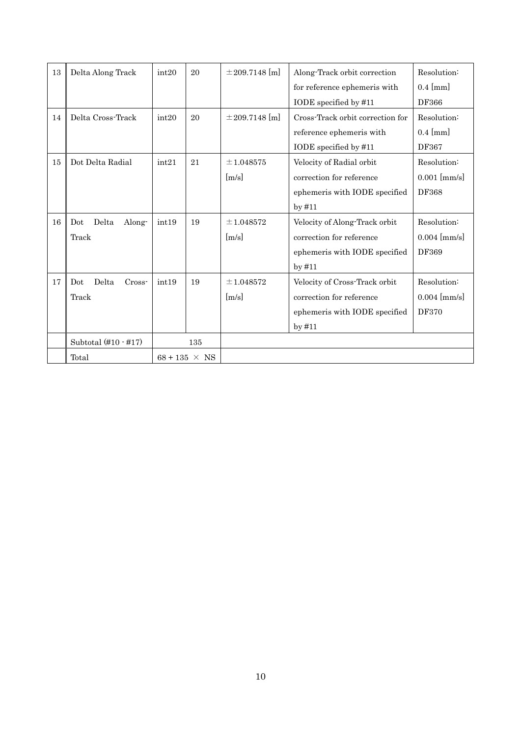| 13 | Delta Along Track | int20 | 20 | ±209.7148 [m] | Along-Track orbit correction for reference ephemeris with IODE specified by #11 | Resolution: 0.4 [mm] DF366 |
|---|---|---|---|---|---|---|
| 14 | Delta Cross-Track | int20 | 20 | ±209.7148 [m] | Cross-Track orbit correction for reference ephemeris with IODE specified by #11 | Resolution: 0.4 [mm] DF367 |
| 15 | Dot Delta Radial | int21 | 21 | ±1.048575 [m/s] | Velocity of Radial orbit correction for reference ephemeris with IODE specified by #11 | Resolution: 0.001 [mm/s] DF368 |
| 16 | Dot Delta Along-Track | int19 | 19 | ±1.048572 [m/s] | Velocity of Along-Track orbit correction for reference ephemeris with IODE specified by #11 | Resolution: 0.004 [mm/s] DF369 |
| 17 | Dot Delta Cross-Track | int19 | 19 | ±1.048572 [m/s] | Velocity of Cross-Track orbit correction for reference ephemeris with IODE specified by #11 | Resolution: 0.004 [mm/s] DF370 |
| | Subtotal (#10 - #17) | 135 | | | | |
| | Total | 68 + 135 × NS | | | | |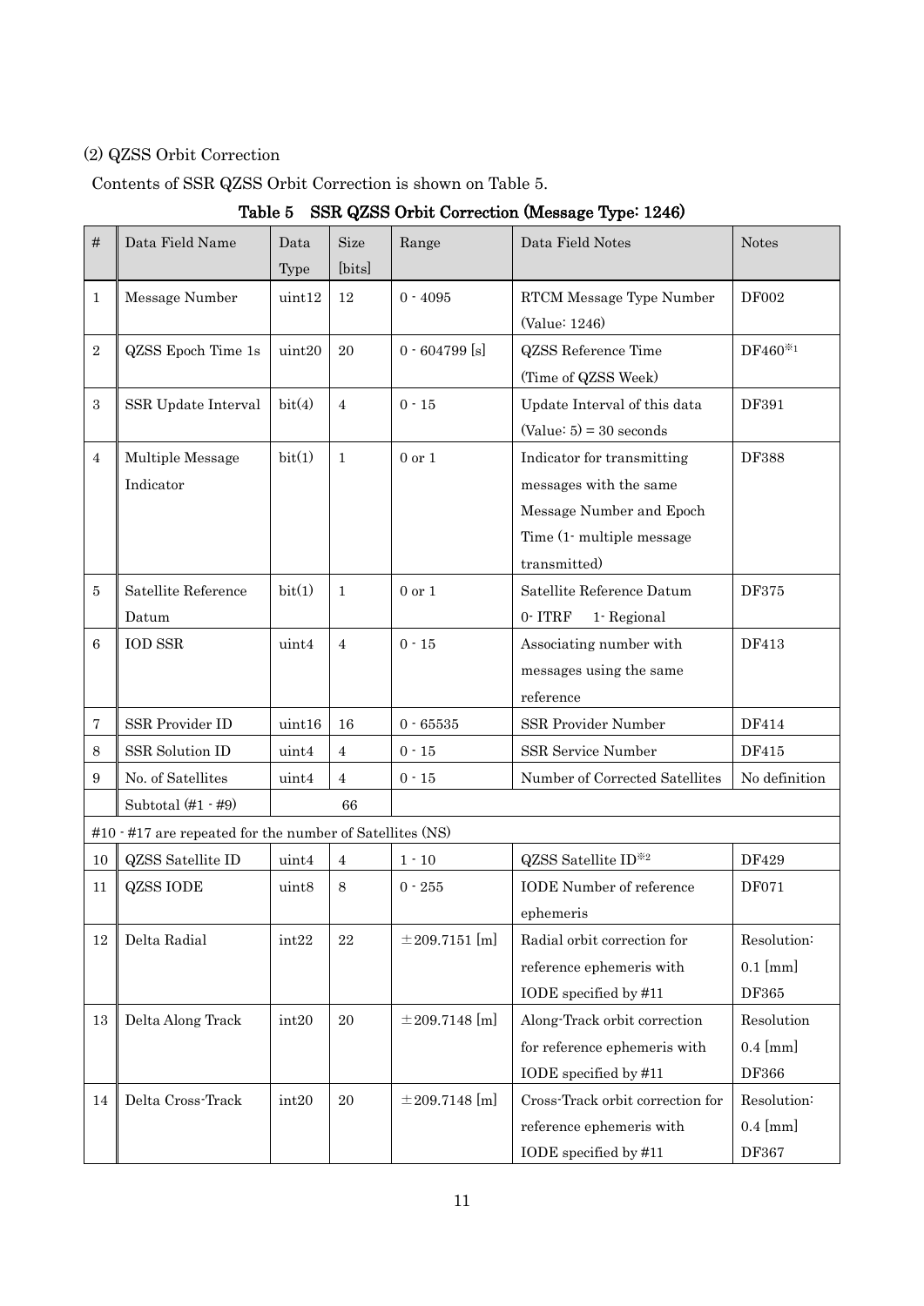(2) QZSS Orbit Correction

Contents of SSR QZSS Orbit Correction is shown on Table 5.

**Table 5 SSR QZSS Orbit Correction (Message Type: 1246)**

| # | Data Field Name | Data Type | Size [bits] | Range | Data Field Notes | Notes |
|---|---|---|---|---|---|---|
| 1 | Message Number | uint12 | 12 | 0 - 4095 | RTCM Message Type Number (Value: 1246) | DF002 |
| 2 | QZSS Epoch Time 1s | uint20 | 20 | 0 - 604799 [s] | QZSS Reference Time (Time of QZSS Week) | DF460※1 |
| 3 | SSR Update Interval | bit(4) | 4 | 0 - 15 | Update Interval of this data (Value: 5) = 30 seconds | DF391 |
| 4 | Multiple Message Indicator | bit(1) | 1 | 0 or 1 | Indicator for transmitting messages with the same Message Number and Epoch Time (1- multiple message transmitted) | DF388 |
| 5 | Satellite Reference Datum | bit(1) | 1 | 0 or 1 | Satellite Reference Datum 0- ITRF 1- Regional | DF375 |
| 6 | IOD SSR | uint4 | 4 | 0 - 15 | Associating number with messages using the same reference | DF413 |
| 7 | SSR Provider ID | uint16 | 16 | 0 - 65535 | SSR Provider Number | DF414 |
| 8 | SSR Solution ID | uint4 | 4 | 0 - 15 | SSR Service Number | DF415 |
| 9 | No. of Satellites | uint4 | 4 | 0 - 15 | Number of Corrected Satellites | No definition |
| | Subtotal (#1 - #9) | | 66 | | | |
| #10 - #17 are repeated for the number of Satellites (NS) | | | | | | |
| 10 | QZSS Satellite ID | uint4 | 4 | 1 - 10 | QZSS Satellite ID※2 | DF429 |
| 11 | QZSS IODE | uint8 | 8 | 0 - 255 | IODE Number of reference ephemeris | DF071 |
| 12 | Delta Radial | int22 | 22 | ±209.7151 [m] | Radial orbit correction for reference ephemeris with IODE specified by #11 | Resolution: 0.1 [mm] DF365 |
| 13 | Delta Along Track | int20 | 20 | ±209.7148 [m] | Along-Track orbit correction for reference ephemeris with IODE specified by #11 | Resolution 0.4 [mm] DF366 |
| 14 | Delta Cross-Track | int20 | 20 | ±209.7148 [m] | Cross-Track orbit correction for reference ephemeris with IODE specified by #11 | Resolution: 0.4 [mm] DF367 |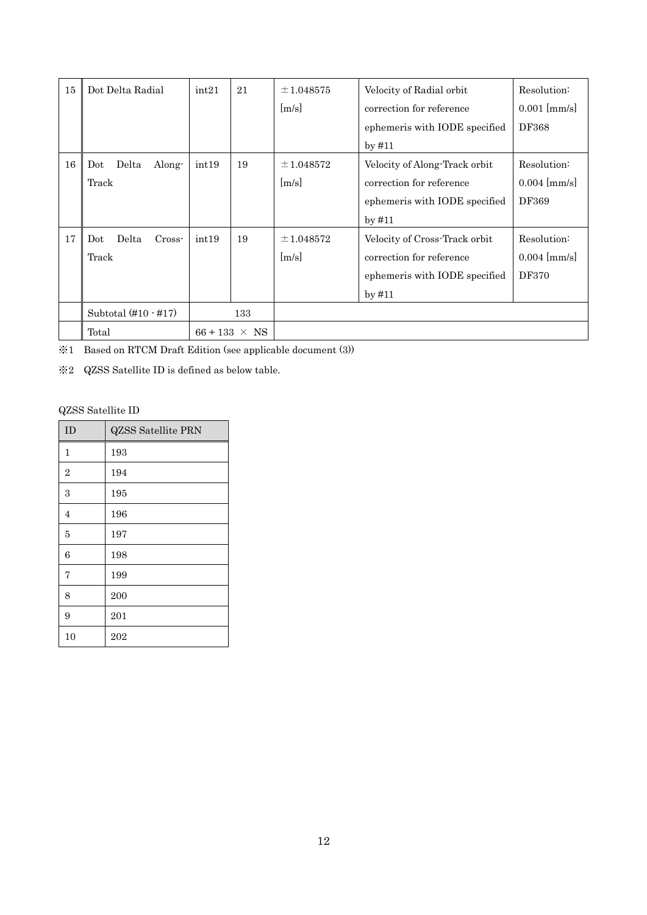| 15 | Dot Delta Radial | int21 | 21 | ±1.048575 [m/s] | Velocity of Radial orbit correction for reference ephemeris with IODE specified by #11 | Resolution: 0.001 [mm/s] DF368 |
|---|---|---|---|---|---|---|
| 16 | Dot Delta Along-Track | int19 | 19 | ±1.048572 [m/s] | Velocity of Along-Track orbit correction for reference ephemeris with IODE specified by #11 | Resolution: 0.004 [mm/s] DF369 |
| 17 | Dot Delta Cross-Track | int19 | 19 | ±1.048572 [m/s] | Velocity of Cross-Track orbit correction for reference ephemeris with IODE specified by #11 | Resolution: 0.004 [mm/s] DF370 |
| | Subtotal (#10 - #17) | 133 | | | | |
| | Total | 66 + 133 × NS | | | | |

※1 Based on RTCM Draft Edition (see applicable document (3))

※2 QZSS Satellite ID is defined as below table.

QZSS Satellite ID

| ID | QZSS Satellite PRN |
|---|---|
| 1 | 193 |
| 2 | 194 |
| 3 | 195 |
| 4 | 196 |
| 5 | 197 |
| 6 | 198 |
| 7 | 199 |
| 8 | 200 |
| 9 | 201 |
| 10 | 202 |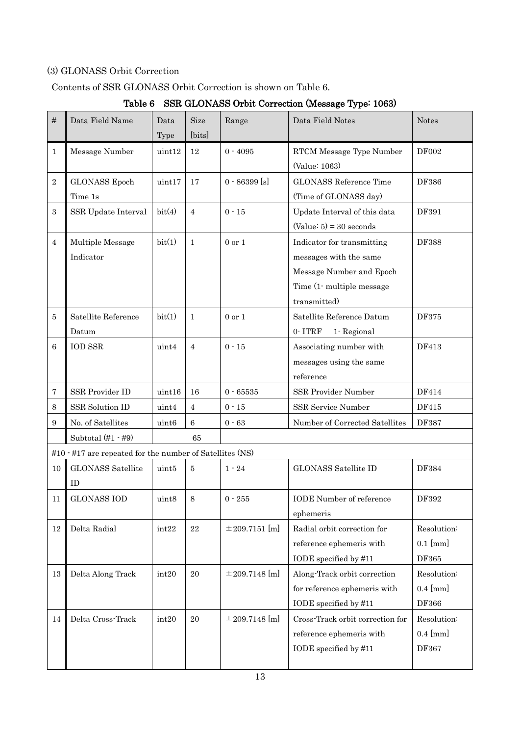(3) GLONASS Orbit Correction

Contents of SSR GLONASS Orbit Correction is shown on Table 6.

**Table 6 SSR GLONASS Orbit Correction (Message Type: 1063)**

| # | Data Field Name | Data Type | Size [bits] | Range | Data Field Notes | Notes |
|---|---|---|---|---|---|---|
| 1 | Message Number | uint12 | 12 | 0 - 4095 | RTCM Message Type Number (Value: 1063) | DF002 |
| 2 | GLONASS Epoch Time 1s | uint17 | 17 | 0 - 86399 [s] | GLONASS Reference Time (Time of GLONASS day) | DF386 |
| 3 | SSR Update Interval | bit(4) | 4 | 0 - 15 | Update Interval of this data (Value: 5) = 30 seconds | DF391 |
| 4 | Multiple Message Indicator | bit(1) | 1 | 0 or 1 | Indicator for transmitting messages with the same Message Number and Epoch Time (1- multiple message transmitted) | DF388 |
| 5 | Satellite Reference Datum | bit(1) | 1 | 0 or 1 | Satellite Reference Datum 0- ITRF 1- Regional | DF375 |
| 6 | IOD SSR | uint4 | 4 | 0 - 15 | Associating number with messages using the same reference | DF413 |
| 7 | SSR Provider ID | uint16 | 16 | 0 - 65535 | SSR Provider Number | DF414 |
| 8 | SSR Solution ID | uint4 | 4 | 0 - 15 | SSR Service Number | DF415 |
| 9 | No. of Satellites | uint6 | 6 | 0 - 63 | Number of Corrected Satellites | DF387 |
| | Subtotal (#1 - #9) | | 65 | | | |
| #10 - #17 are repeated for the number of Satellites (NS) | | | | | | |
| 10 | GLONASS Satellite ID | uint5 | 5 | 1 - 24 | GLONASS Satellite ID | DF384 |
| 11 | GLONASS IOD | uint8 | 8 | 0 - 255 | IODE Number of reference ephemeris | DF392 |
| 12 | Delta Radial | int22 | 22 | ±209.7151 [m] | Radial orbit correction for reference ephemeris with IODE specified by #11 | Resolution: 0.1 [mm] DF365 |
| 13 | Delta Along Track | int20 | 20 | ±209.7148 [m] | Along-Track orbit correction for reference ephemeris with IODE specified by #11 | Resolution: 0.4 [mm] DF366 |
| 14 | Delta Cross-Track | int20 | 20 | ±209.7148 [m] | Cross-Track orbit correction for reference ephemeris with IODE specified by #11 | Resolution: 0.4 [mm] DF367 |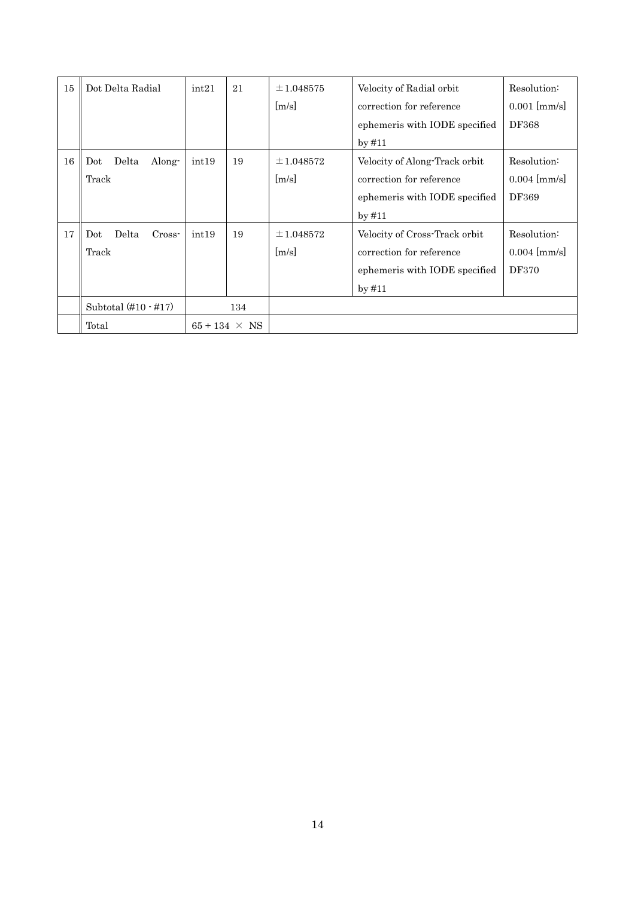| 15 | Dot Delta Radial | int21 | 21 | ±1.048575 [m/s] | Velocity of Radial orbit correction for reference ephemeris with IODE specified by #11 | Resolution: 0.001 [mm/s] DF368 |
|---|---|---|---|---|---|---|
| 16 | Dot Delta Along-Track | int19 | 19 | ±1.048572 [m/s] | Velocity of Along-Track orbit correction for reference ephemeris with IODE specified by #11 | Resolution: 0.004 [mm/s] DF369 |
| 17 | Dot Delta Cross-Track | int19 | 19 | ±1.048572 [m/s] | Velocity of Cross-Track orbit correction for reference ephemeris with IODE specified by #11 | Resolution: 0.004 [mm/s] DF370 |
| | Subtotal (#10 - #17) | 134 | | | | |
| | Total | 65 + 134 × NS | | | | |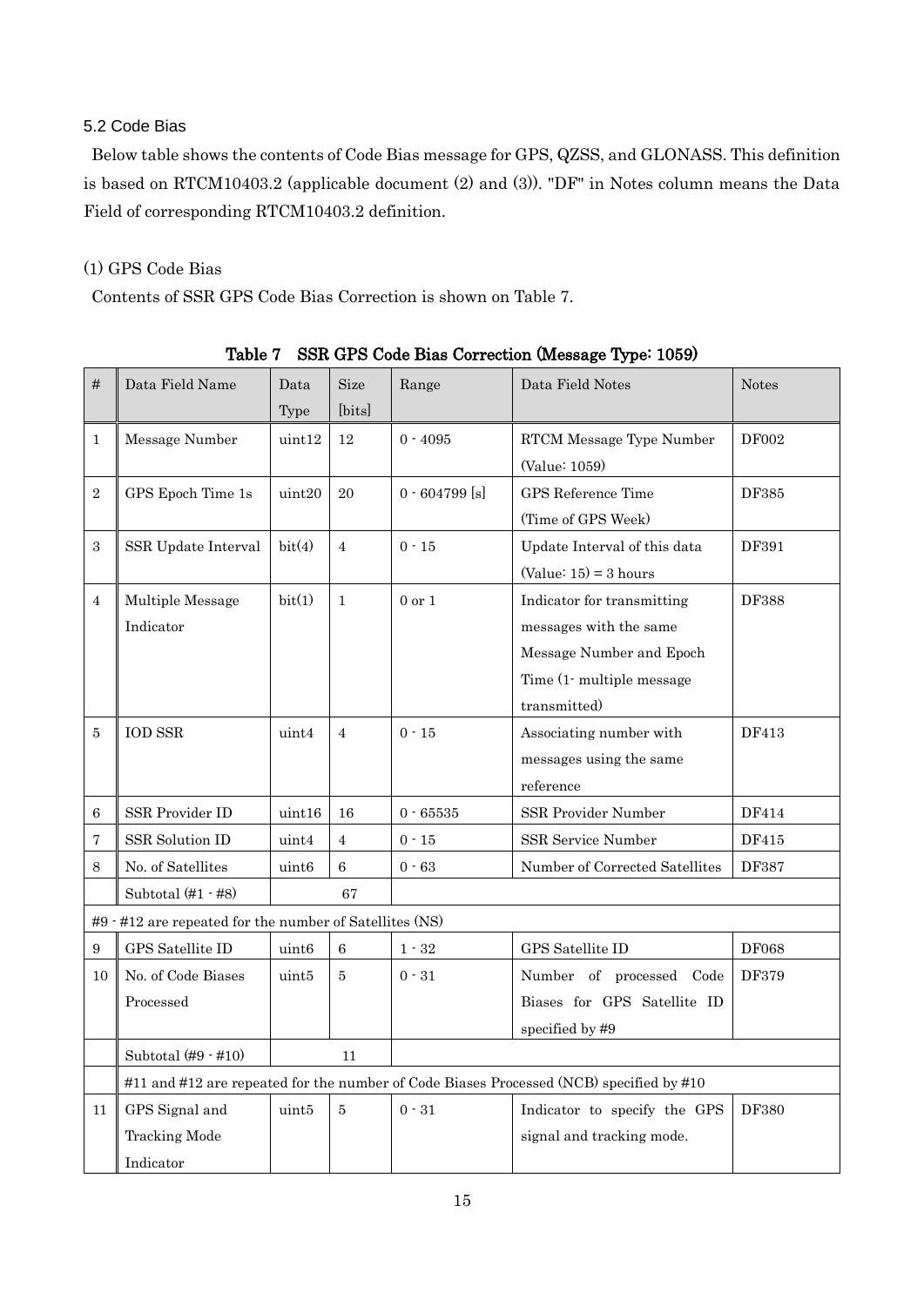## 5.2 Code Bias

Below table shows the contents of Code Bias message for GPS, QZSS, and GLONASS. This definition is based on RTCM10403.2 (applicable document (2) and (3)). "DF" in Notes column means the Data Field of corresponding RTCM10403.2 definition.

### (1) GPS Code Bias

Contents of SSR GPS Code Bias Correction is shown on Table 7.

**Table 7 SSR GPS Code Bias Correction (Message Type: 1059)**

| # | Data Field Name | Data Type | Size [bits] | Range | Data Field Notes | Notes |
|---|---|---|---|---|---|---|
| 1 | Message Number | uint12 | 12 | 0 - 4095 | RTCM Message Type Number (Value: 1059) | DF002 |
| 2 | GPS Epoch Time 1s | uint20 | 20 | 0 - 604799 [s] | GPS Reference Time (Time of GPS Week) | DF385 |
| 3 | SSR Update Interval | bit(4) | 4 | 0 - 15 | Update Interval of this data (Value: 15) = 3 hours | DF391 |
| 4 | Multiple Message Indicator | bit(1) | 1 | 0 or 1 | Indicator for transmitting messages with the same Message Number and Epoch Time (1- multiple message transmitted) | DF388 |
| 5 | IOD SSR | uint4 | 4 | 0 - 15 | Associating number with messages using the same reference | DF413 |
| 6 | SSR Provider ID | uint16 | 16 | 0 - 65535 | SSR Provider Number | DF414 |
| 7 | SSR Solution ID | uint4 | 4 | 0 - 15 | SSR Service Number | DF415 |
| 8 | No. of Satellites | uint6 | 6 | 0 - 63 | Number of Corrected Satellites | DF387 |
| | Subtotal (#1 - #8) | | 67 | | | |
| #9 - #12 are repeated for the number of Satellites (NS) | | | | | | |
| 9 | GPS Satellite ID | uint6 | 6 | 1 - 32 | GPS Satellite ID | DF068 |
| 10 | No. of Code Biases Processed | uint5 | 5 | 0 - 31 | Number of processed Code Biases for GPS Satellite ID specified by #9 | DF379 |
| | Subtotal (#9 - #10) | | 11 | | | |
| | #11 and #12 are repeated for the number of Code Biases Processed (NCB) specified by #10 | | | | | |
| 11 | GPS Signal and Tracking Mode Indicator | uint5 | 5 | 0 - 31 | Indicator to specify the GPS signal and tracking mode. | DF380 |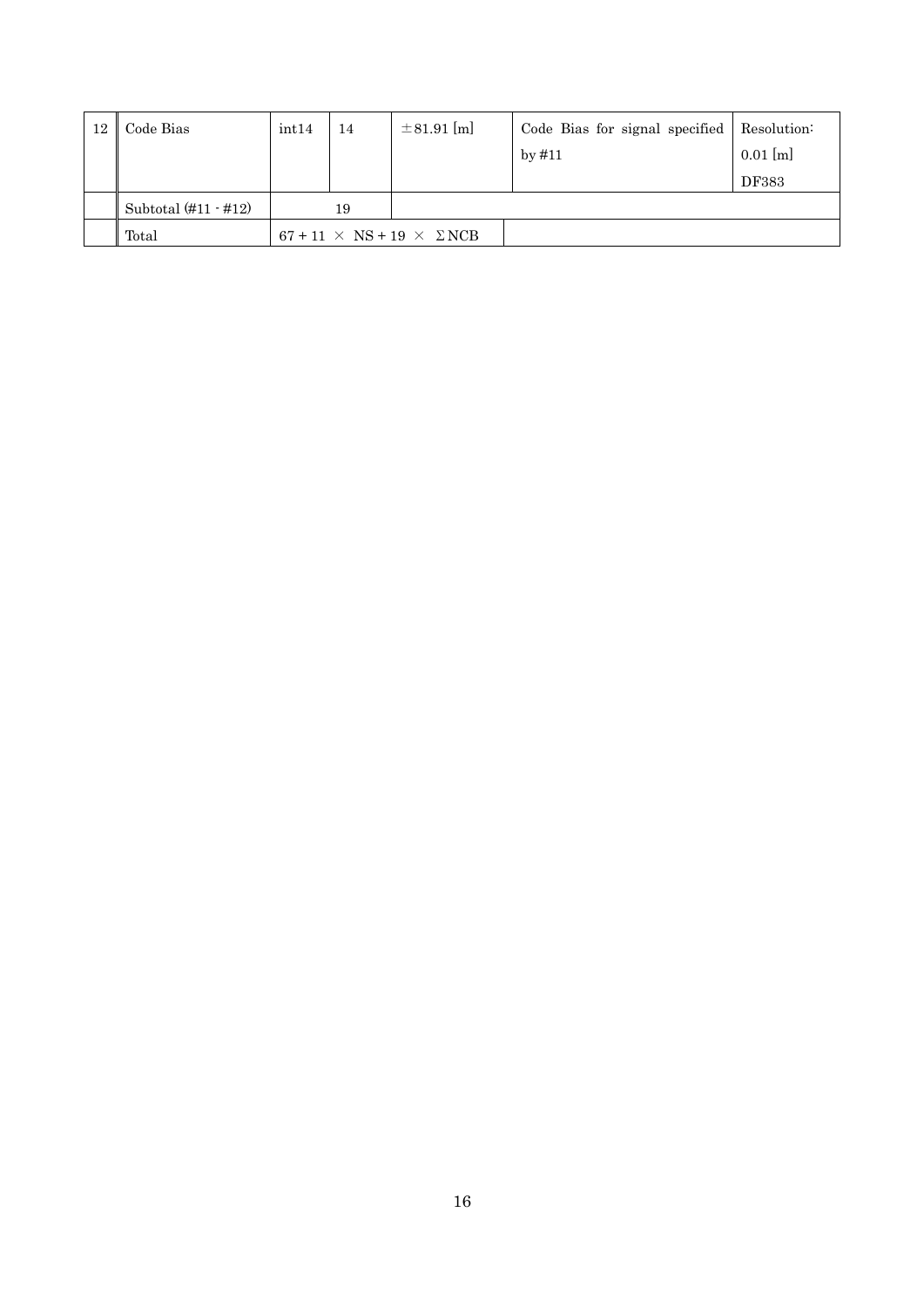| 12 | Code Bias | int14 | 14 | ±81.91 [m] | Code Bias for signal specified by #11 | Resolution: 0.01 [m] DF383 |
|---|---|---|---|---|---|---|
| | Subtotal (#11 - #12) | 19 | | | | |
| | Total | $67 + 11 \times NS + 19 \times \Sigma NCB$ | | | | |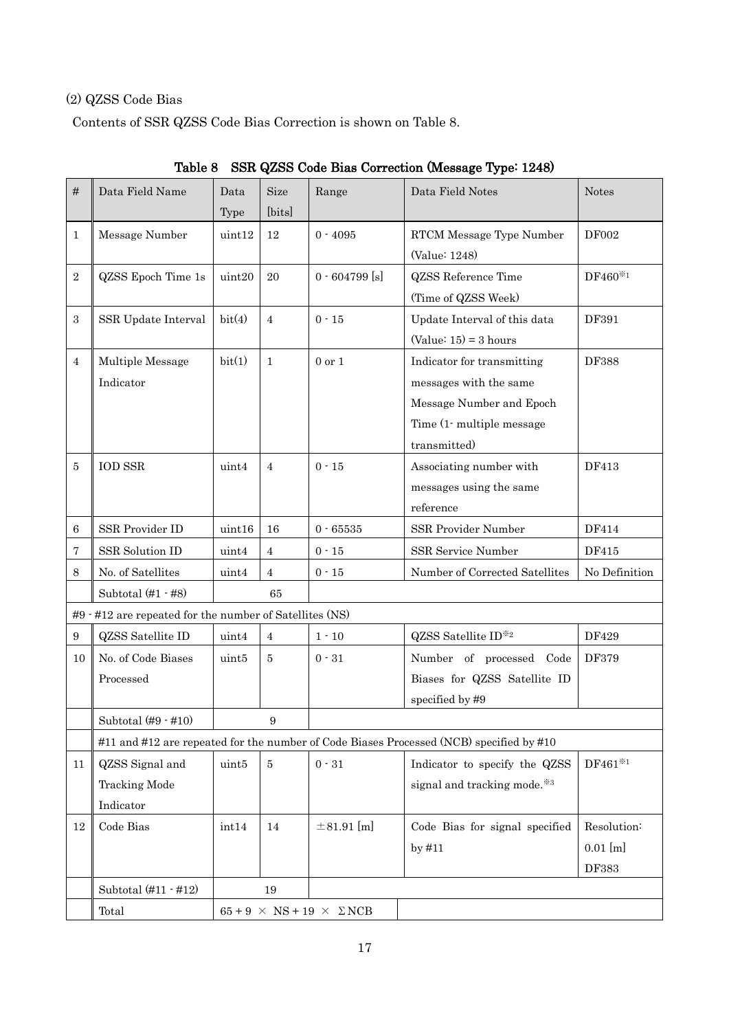(2) QZSS Code Bias

Contents of SSR QZSS Code Bias Correction is shown on Table 8.

Table 8 SSR QZSS Code Bias Correction (Message Type: 1248)

| # | Data Field Name | Data Type | Size [bits] | Range | Data Field Notes | Notes |
|---|---|---|---|---|---|---|
| 1 | Message Number | uint12 | 12 | 0 - 4095 | RTCM Message Type Number (Value: 1248) | DF002 |
| 2 | QZSS Epoch Time 1s | uint20 | 20 | 0 - 604799 [s] | QZSS Reference Time (Time of QZSS Week) | DF460※1 |
| 3 | SSR Update Interval | bit(4) | 4 | 0 - 15 | Update Interval of this data (Value: 15) = 3 hours | DF391 |
| 4 | Multiple Message Indicator | bit(1) | 1 | 0 or 1 | Indicator for transmitting messages with the same Message Number and Epoch Time (1- multiple message transmitted) | DF388 |
| 5 | IOD SSR | uint4 | 4 | 0 - 15 | Associating number with messages using the same reference | DF413 |
| 6 | SSR Provider ID | uint16 | 16 | 0 - 65535 | SSR Provider Number | DF414 |
| 7 | SSR Solution ID | uint4 | 4 | 0 - 15 | SSR Service Number | DF415 |
| 8 | No. of Satellites | uint4 | 4 | 0 - 15 | Number of Corrected Satellites | No Definition |
| | Subtotal (#1 - #8) | | 65 | | | |
| #9 - #12 are repeated for the number of Satellites (NS) | | | | | | |
| 9 | QZSS Satellite ID | uint4 | 4 | 1 - 10 | QZSS Satellite ID※2 | DF429 |
| 10 | No. of Code Biases Processed | uint5 | 5 | 0 - 31 | Number of processed Code Biases for QZSS Satellite ID specified by #9 | DF379 |
| | Subtotal (#9 - #10) | | 9 | | | |
| | #11 and #12 are repeated for the number of Code Biases Processed (NCB) specified by #10 | | | | | |
| 11 | QZSS Signal and Tracking Mode Indicator | uint5 | 5 | 0 - 31 | Indicator to specify the QZSS signal and tracking mode.※3 | DF461※1 |
| 12 | Code Bias | int14 | 14 | ±81.91 [m] | Code Bias for signal specified by #11 | Resolution: 0.01 [m] DF383 |
| | Subtotal (#11 - #12) | | 19 | | | |
| | Total | $65 + 9 \times NS + 19 \times \Sigma NCB$ | | | | |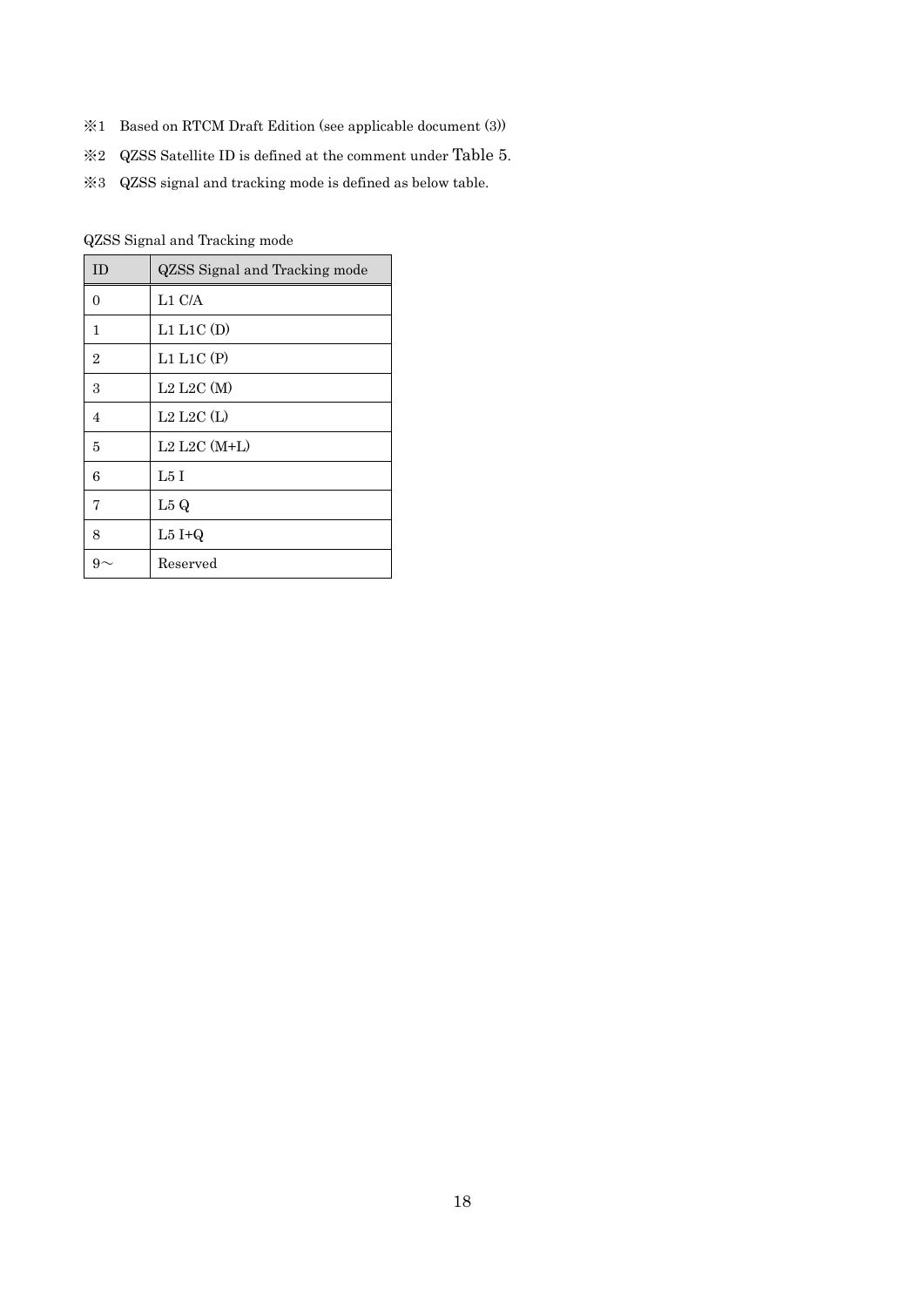※1 Based on RTCM Draft Edition (see applicable document (3))

※2 QZSS Satellite ID is defined at the comment under Table 5.

※3 QZSS signal and tracking mode is defined as below table.

QZSS Signal and Tracking mode

| ID | QZSS Signal and Tracking mode |
|---|---|
| 0 | L1 C/A |
| 1 | L1 L1C (D) |
| 2 | L1 L1C (P) |
| 3 | L2 L2C (M) |
| 4 | L2 L2C (L) |
| 5 | L2 L2C (M+L) |
| 6 | L5 I |
| 7 | L5 Q |
| 8 | L5 I+Q |
| 9～ | Reserved |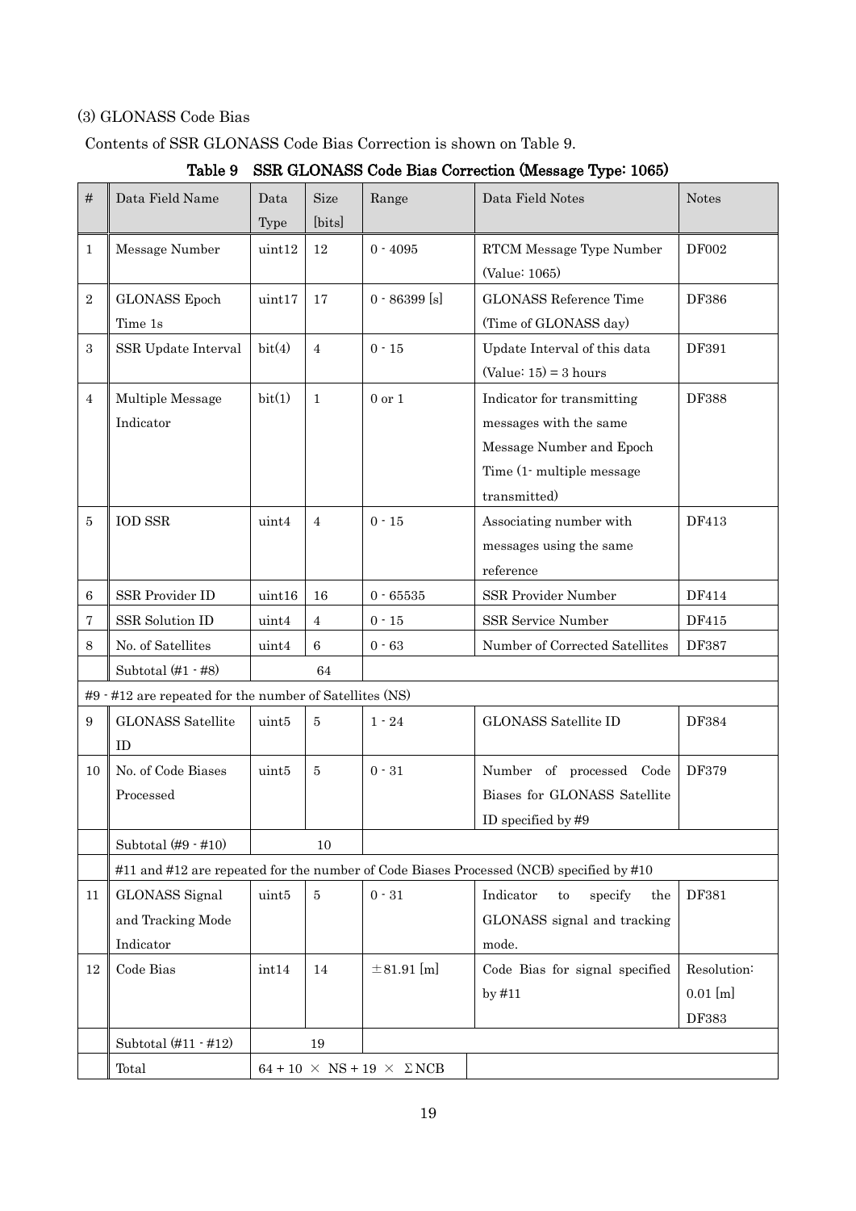(3) GLONASS Code Bias

Contents of SSR GLONASS Code Bias Correction is shown on Table 9.

**Table 9 SSR GLONASS Code Bias Correction (Message Type: 1065)**

| # | Data Field Name | Data Type | Size [bits] | Range | Data Field Notes | Notes |
|---|---|---|---|---|---|---|
| 1 | Message Number | uint12 | 12 | 0 - 4095 | RTCM Message Type Number (Value: 1065) | DF002 |
| 2 | GLONASS Epoch Time 1s | uint17 | 17 | 0 - 86399 [s] | GLONASS Reference Time (Time of GLONASS day) | DF386 |
| 3 | SSR Update Interval | bit(4) | 4 | 0 - 15 | Update Interval of this data (Value: 15) = 3 hours | DF391 |
| 4 | Multiple Message Indicator | bit(1) | 1 | 0 or 1 | Indicator for transmitting messages with the same Message Number and Epoch Time (1- multiple message transmitted) | DF388 |
| 5 | IOD SSR | uint4 | 4 | 0 - 15 | Associating number with messages using the same reference | DF413 |
| 6 | SSR Provider ID | uint16 | 16 | 0 - 65535 | SSR Provider Number | DF414 |
| 7 | SSR Solution ID | uint4 | 4 | 0 - 15 | SSR Service Number | DF415 |
| 8 | No. of Satellites | uint4 | 6 | 0 - 63 | Number of Corrected Satellites | DF387 |
| | Subtotal (#1 - #8) | | 64 | | | |
| #9 - #12 are repeated for the number of Satellites (NS) | | | | | | |
| 9 | GLONASS Satellite ID | uint5 | 5 | 1 - 24 | GLONASS Satellite ID | DF384 |
| 10 | No. of Code Biases Processed | uint5 | 5 | 0 - 31 | Number of processed Code Biases for GLONASS Satellite ID specified by #9 | DF379 |
| | Subtotal (#9 - #10) | | 10 | | | |
| | #11 and #12 are repeated for the number of Code Biases Processed (NCB) specified by #10 | | | | | |
| 11 | GLONASS Signal and Tracking Mode Indicator | uint5 | 5 | 0 - 31 | Indicator to specify the GLONASS signal and tracking mode. | DF381 |
| 12 | Code Bias | int14 | 14 | ±81.91 [m] | Code Bias for signal specified by #11 | Resolution: 0.01 [m] DF383 |
| | Subtotal (#11 - #12) | | 19 | | | |
| | Total | 64 + 10 × NS + 19 × ΣNCB | | | | |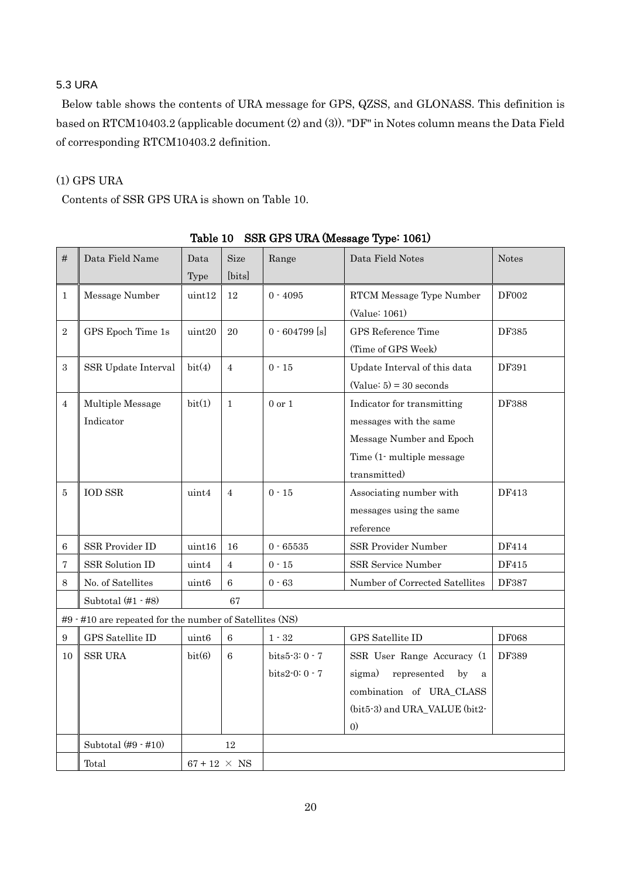### 5.3 URA

Below table shows the contents of URA message for GPS, QZSS, and GLONASS. This definition is based on RTCM10403.2 (applicable document (2) and (3)). "DF" in Notes column means the Data Field of corresponding RTCM10403.2 definition.

(1) GPS URA

Contents of SSR GPS URA is shown on Table 10.

**Table 10 SSR GPS URA (Message Type: 1061)**

| # | Data Field Name | Data Type | Size [bits] | Range | Data Field Notes | Notes |
|---|---|---|---|---|---|---|
| 1 | Message Number | uint12 | 12 | 0 - 4095 | RTCM Message Type Number (Value: 1061) | DF002 |
| 2 | GPS Epoch Time 1s | uint20 | 20 | 0 - 604799 [s] | GPS Reference Time (Time of GPS Week) | DF385 |
| 3 | SSR Update Interval | bit(4) | 4 | 0 - 15 | Update Interval of this data (Value: 5) = 30 seconds | DF391 |
| 4 | Multiple Message Indicator | bit(1) | 1 | 0 or 1 | Indicator for transmitting messages with the same Message Number and Epoch Time (1- multiple message transmitted) | DF388 |
| 5 | IOD SSR | uint4 | 4 | 0 - 15 | Associating number with messages using the same reference | DF413 |
| 6 | SSR Provider ID | uint16 | 16 | 0 - 65535 | SSR Provider Number | DF414 |
| 7 | SSR Solution ID | uint4 | 4 | 0 - 15 | SSR Service Number | DF415 |
| 8 | No. of Satellites | uint6 | 6 | 0 - 63 | Number of Corrected Satellites | DF387 |
| | Subtotal (#1 - #8) | 67 | | | | |
| #9 - #10 are repeated for the number of Satellites (NS) | | | | | | |
| 9 | GPS Satellite ID | uint6 | 6 | 1 - 32 | GPS Satellite ID | DF068 |
| 10 | SSR URA | bit(6) | 6 | bits5-3: 0 - 7<br>bits2-0: 0 - 7 | SSR User Range Accuracy (1 sigma) represented by a combination of URA_CLASS (bit5-3) and URA_VALUE (bit2-0) | DF389 |
| | Subtotal (#9 - #10) | 12 | | | | |
| | Total | 67 + 12 × NS | | | | |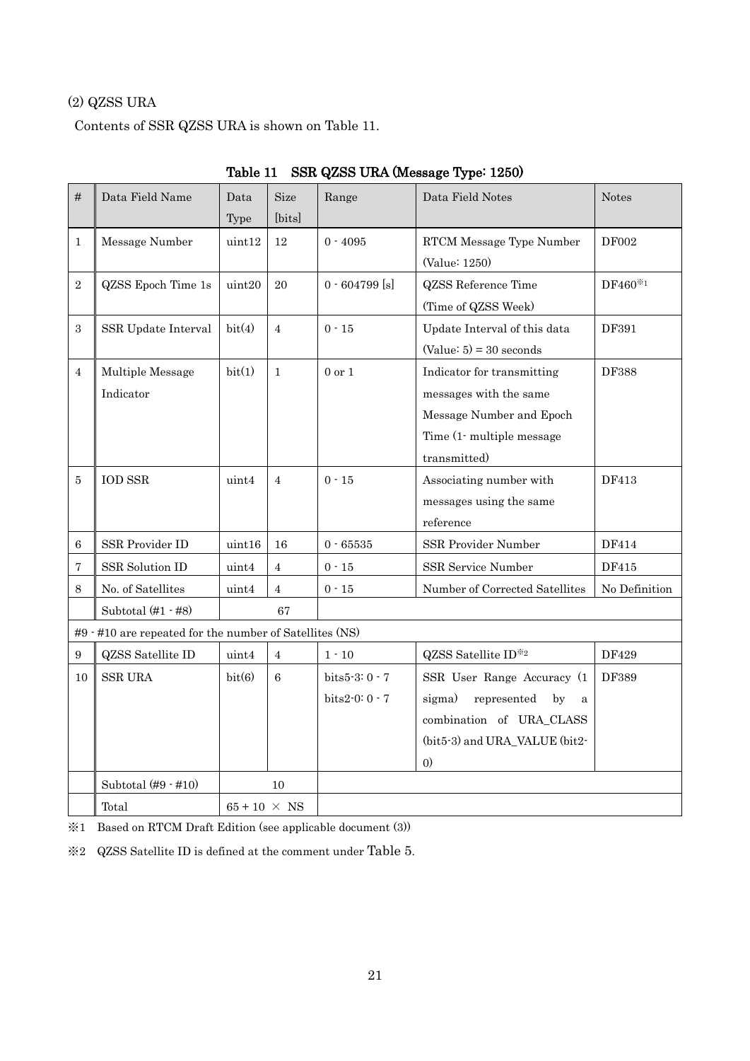(2) QZSS URA

Contents of SSR QZSS URA is shown on Table 11.

**Table 11 SSR QZSS URA (Message Type: 1250)**

| # | Data Field Name | Data Type | Size [bits] | Range | Data Field Notes | Notes |
|---|---|---|---|---|---|---|
| 1 | Message Number | uint12 | 12 | 0 - 4095 | RTCM Message Type Number (Value: 1250) | DF002 |
| 2 | QZSS Epoch Time 1s | uint20 | 20 | 0 - 604799 [s] | QZSS Reference Time (Time of QZSS Week) | DF460※1 |
| 3 | SSR Update Interval | bit(4) | 4 | 0 - 15 | Update Interval of this data (Value: 5) = 30 seconds | DF391 |
| 4 | Multiple Message Indicator | bit(1) | 1 | 0 or 1 | Indicator for transmitting messages with the same Message Number and Epoch Time (1- multiple message transmitted) | DF388 |
| 5 | IOD SSR | uint4 | 4 | 0 - 15 | Associating number with messages using the same reference | DF413 |
| 6 | SSR Provider ID | uint16 | 16 | 0 - 65535 | SSR Provider Number | DF414 |
| 7 | SSR Solution ID | uint4 | 4 | 0 - 15 | SSR Service Number | DF415 |
| 8 | No. of Satellites | uint4 | 4 | 0 - 15 | Number of Corrected Satellites | No Definition |
| | Subtotal (#1 - #8) | | 67 | | | |
| #9 - #10 are repeated for the number of Satellites (NS) | | | | | | |
| 9 | QZSS Satellite ID | uint4 | 4 | 1 - 10 | QZSS Satellite ID※2 | DF429 |
| 10 | SSR URA | bit(6) | 6 | bits5-3: 0 - 7<br>bits2-0: 0 - 7 | SSR User Range Accuracy (1 sigma) represented by a combination of URA_CLASS (bit5-3) and URA_VALUE (bit2-0) | DF389 |
| | Subtotal (#9 - #10) | | 10 | | | |
| | Total | 65 + 10 × NS | | | | |

※1 Based on RTCM Draft Edition (see applicable document (3))

※2 QZSS Satellite ID is defined at the comment under Table 5.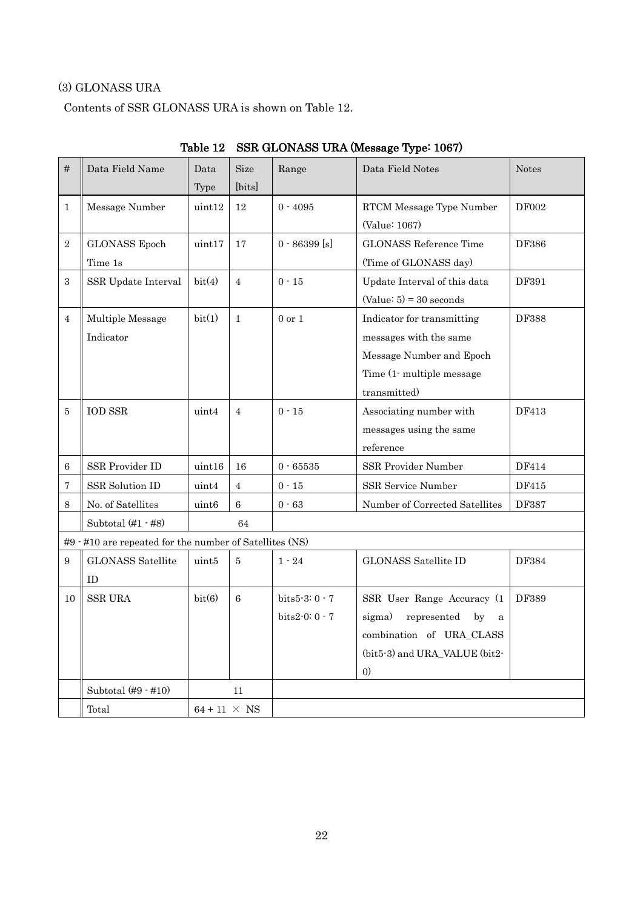(3) GLONASS URA

Contents of SSR GLONASS URA is shown on Table 12.

Table 12 SSR GLONASS URA (Message Type: 1067)

| # | Data Field Name | Data Type | Size [bits] | Range | Data Field Notes | Notes |
|---|---|---|---|---|---|---|
| 1 | Message Number | uint12 | 12 | 0 - 4095 | RTCM Message Type Number (Value: 1067) | DF002 |
| 2 | GLONASS Epoch Time 1s | uint17 | 17 | 0 - 86399 [s] | GLONASS Reference Time (Time of GLONASS day) | DF386 |
| 3 | SSR Update Interval | bit(4) | 4 | 0 - 15 | Update Interval of this data (Value: 5) = 30 seconds | DF391 |
| 4 | Multiple Message Indicator | bit(1) | 1 | 0 or 1 | Indicator for transmitting messages with the same Message Number and Epoch Time (1- multiple message transmitted) | DF388 |
| 5 | IOD SSR | uint4 | 4 | 0 - 15 | Associating number with messages using the same reference | DF413 |
| 6 | SSR Provider ID | uint16 | 16 | 0 - 65535 | SSR Provider Number | DF414 |
| 7 | SSR Solution ID | uint4 | 4 | 0 - 15 | SSR Service Number | DF415 |
| 8 | No. of Satellites | uint6 | 6 | 0 - 63 | Number of Corrected Satellites | DF387 |
| | Subtotal (#1 - #8) | 64 | | | | |
| #9 - #10 are repeated for the number of Satellites (NS) | | | | | | |
| 9 | GLONASS Satellite ID | uint5 | 5 | 1 - 24 | GLONASS Satellite ID | DF384 |
| 10 | SSR URA | bit(6) | 6 | bits5-3: 0 - 7<br>bits2-0: 0 - 7 | SSR User Range Accuracy (1 sigma) represented by a combination of URA_CLASS (bit5-3) and URA_VALUE (bit2-0) | DF389 |
| | Subtotal (#9 - #10) | 11 | | | | |
| | Total | $64 + 11 \times$ NS | | | | |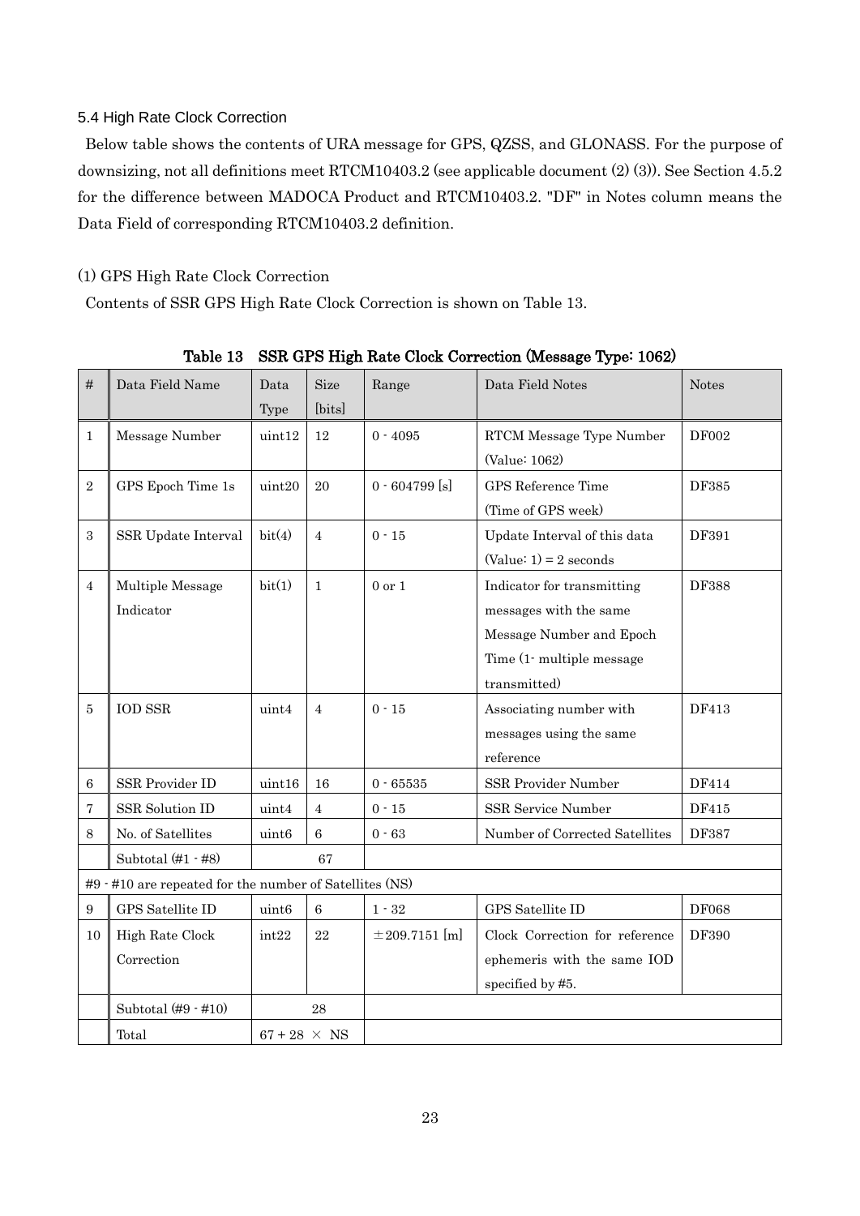### 5.4 High Rate Clock Correction

Below table shows the contents of URA message for GPS, QZSS, and GLONASS. For the purpose of downsizing, not all definitions meet RTCM10403.2 (see applicable document (2) (3)). See Section 4.5.2 for the difference between MADOCA Product and RTCM10403.2. "DF" in Notes column means the Data Field of corresponding RTCM10403.2 definition.

(1) GPS High Rate Clock Correction

Contents of SSR GPS High Rate Clock Correction is shown on Table 13.

**Table 13 SSR GPS High Rate Clock Correction (Message Type: 1062)**

| # | Data Field Name | Data Type | Size [bits] | Range | Data Field Notes | Notes |
|---|---|---|---|---|---|---|
| 1 | Message Number | uint12 | 12 | 0 - 4095 | RTCM Message Type Number (Value: 1062) | DF002 |
| 2 | GPS Epoch Time 1s | uint20 | 20 | 0 - 604799 [s] | GPS Reference Time (Time of GPS week) | DF385 |
| 3 | SSR Update Interval | bit(4) | 4 | 0 - 15 | Update Interval of this data (Value: 1) = 2 seconds | DF391 |
| 4 | Multiple Message Indicator | bit(1) | 1 | 0 or 1 | Indicator for transmitting messages with the same Message Number and Epoch Time (1- multiple message transmitted) | DF388 |
| 5 | IOD SSR | uint4 | 4 | 0 - 15 | Associating number with messages using the same reference | DF413 |
| 6 | SSR Provider ID | uint16 | 16 | 0 - 65535 | SSR Provider Number | DF414 |
| 7 | SSR Solution ID | uint4 | 4 | 0 - 15 | SSR Service Number | DF415 |
| 8 | No. of Satellites | uint6 | 6 | 0 - 63 | Number of Corrected Satellites | DF387 |
| | Subtotal (#1 - #8) | 67 | | | | |
| #9 - #10 are repeated for the number of Satellites (NS) | | | | | | |
| 9 | GPS Satellite ID | uint6 | 6 | 1 - 32 | GPS Satellite ID | DF068 |
| 10 | High Rate Clock Correction | int22 | 22 | ±209.7151 [m] | Clock Correction for reference ephemeris with the same IOD specified by #5. | DF390 |
| | Subtotal (#9 - #10) | 28 | | | | |
| | Total | 67 + 28 × NS | | | | |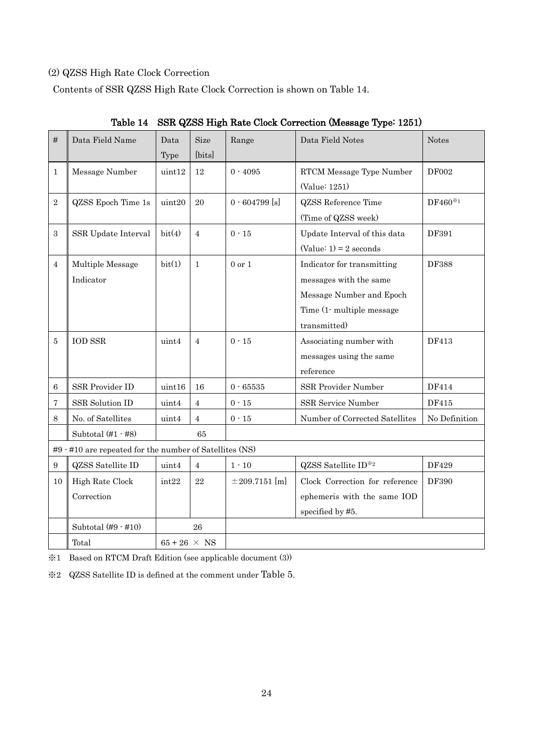(2) QZSS High Rate Clock Correction

Contents of SSR QZSS High Rate Clock Correction is shown on Table 14.

Table 14 SSR QZSS High Rate Clock Correction (Message Type: 1251)

| # | Data Field Name | Data Type | Size [bits] | Range | Data Field Notes | Notes |
|---|---|---|---|---|---|---|
| 1 | Message Number | uint12 | 12 | 0 - 4095 | RTCM Message Type Number (Value: 1251) | DF002 |
| 2 | QZSS Epoch Time 1s | uint20 | 20 | 0 - 604799 [s] | QZSS Reference Time (Time of QZSS week) | DF460※1 |
| 3 | SSR Update Interval | bit(4) | 4 | 0 - 15 | Update Interval of this data (Value: 1) = 2 seconds | DF391 |
| 4 | Multiple Message Indicator | bit(1) | 1 | 0 or 1 | Indicator for transmitting messages with the same Message Number and Epoch Time (1- multiple message transmitted) | DF388 |
| 5 | IOD SSR | uint4 | 4 | 0 - 15 | Associating number with messages using the same reference | DF413 |
| 6 | SSR Provider ID | uint16 | 16 | 0 - 65535 | SSR Provider Number | DF414 |
| 7 | SSR Solution ID | uint4 | 4 | 0 - 15 | SSR Service Number | DF415 |
| 8 | No. of Satellites | uint4 | 4 | 0 - 15 | Number of Corrected Satellites | No Definition |
| | Subtotal (#1 - #8) | 65 | | | | |
| #9 - #10 are repeated for the number of Satellites (NS) | | | | | | |
| 9 | QZSS Satellite ID | uint4 | 4 | 1 - 10 | QZSS Satellite ID※2 | DF429 |
| 10 | High Rate Clock Correction | int22 | 22 | ±209.7151 [m] | Clock Correction for reference ephemeris with the same IOD specified by #5. | DF390 |
| | Subtotal (#9 - #10) | 26 | | | | |
| | Total | 65 + 26 × NS | | | | |

※1 Based on RTCM Draft Edition (see applicable document (3))

※2 QZSS Satellite ID is defined at the comment under Table 5.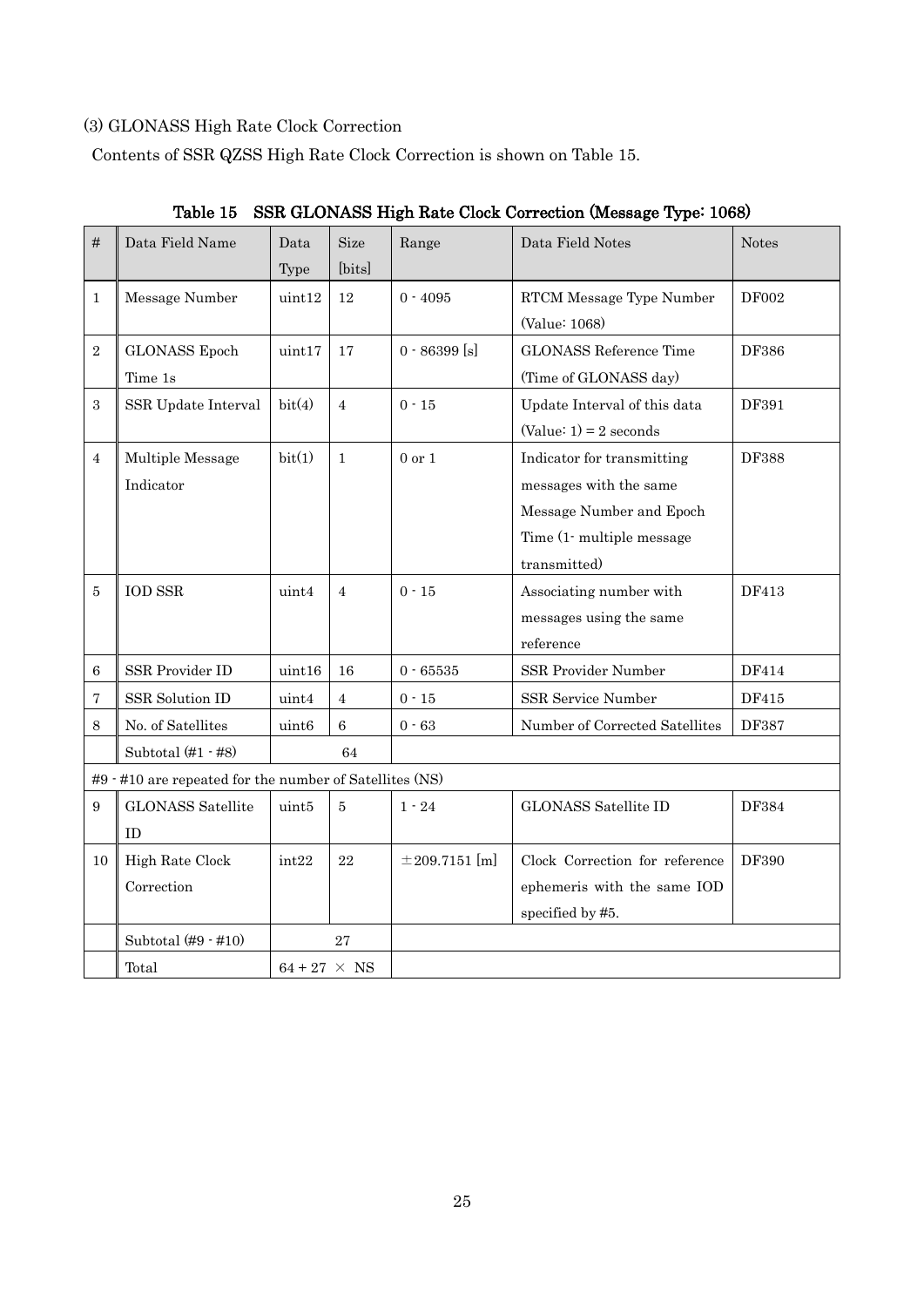(3) GLONASS High Rate Clock Correction

Contents of SSR QZSS High Rate Clock Correction is shown on Table 15.

**Table 15 SSR GLONASS High Rate Clock Correction (Message Type: 1068)**

| # | Data Field Name | Data Type | Size [bits] | Range | Data Field Notes | Notes |
|---|---|---|---|---|---|---|
| 1 | Message Number | uint12 | 12 | 0 - 4095 | RTCM Message Type Number (Value: 1068) | DF002 |
| 2 | GLONASS Epoch Time 1s | uint17 | 17 | 0 - 86399 [s] | GLONASS Reference Time (Time of GLONASS day) | DF386 |
| 3 | SSR Update Interval | bit(4) | 4 | 0 - 15 | Update Interval of this data (Value: 1) = 2 seconds | DF391 |
| 4 | Multiple Message Indicator | bit(1) | 1 | 0 or 1 | Indicator for transmitting messages with the same Message Number and Epoch Time (1- multiple message transmitted) | DF388 |
| 5 | IOD SSR | uint4 | 4 | 0 - 15 | Associating number with messages using the same reference | DF413 |
| 6 | SSR Provider ID | uint16 | 16 | 0 - 65535 | SSR Provider Number | DF414 |
| 7 | SSR Solution ID | uint4 | 4 | 0 - 15 | SSR Service Number | DF415 |
| 8 | No. of Satellites | uint6 | 6 | 0 - 63 | Number of Corrected Satellites | DF387 |
| | Subtotal (#1 - #8) | 64 | | | | |
| #9 - #10 are repeated for the number of Satellites (NS) | | | | | | |
| 9 | GLONASS Satellite ID | uint5 | 5 | 1 - 24 | GLONASS Satellite ID | DF384 |
| 10 | High Rate Clock Correction | int22 | 22 | ±209.7151 [m] | Clock Correction for reference ephemeris with the same IOD specified by #5. | DF390 |
| | Subtotal (#9 - #10) | 27 | | | | |
| | Total | 64 + 27 × NS | | | | |